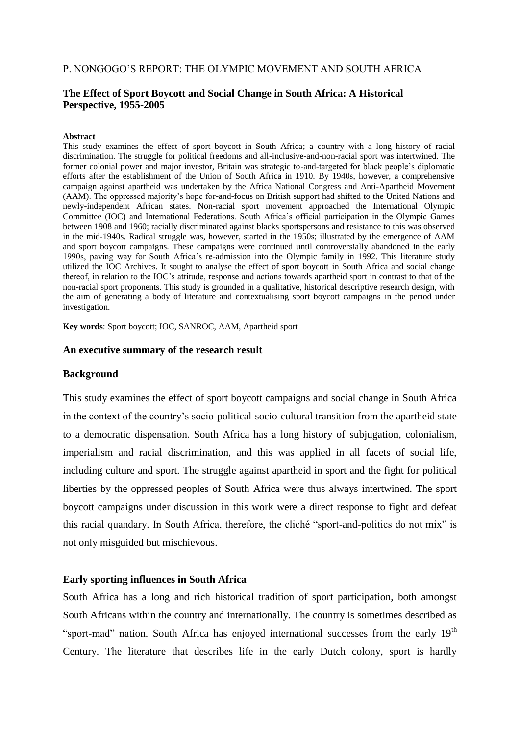P. NONGOGO'S REPORT: THE OLYMPIC MOVEMENT AND SOUTH AFRICA

# The Effect of Sport Boycott and Social Change in South Africa: A Historical Perspective, 1955-2005

**Abstract**

This study examines the effect of sport boycott in South Africa; a country with a long history of racial discrimination. The struggle for political freedoms and all-inclusive-and-non-racial sport was intertwined. The former colonial power and major investor, Britain was strategic to-and-targeted for black people's diplomatic efforts after the establishment of the Union of South Africa in 1910. By 1940s, however, a comprehensive campaign against apartheid was undertaken by the Africa National Congress and Anti-Apartheid Movement (AAM). The oppressed majority's hope for-and-focus on British support had shifted to the United Nations and newly-independent African states. Non-racial sport movement approached the International Olympic Committee (IOC) and International Federations. South Africa's official participation in the Olympic Games between 1908 and 1960; racially discriminated against blacks sportspersons and resistance to this was observed in the mid-1940s. Radical struggle was, however, started in the 1950s; illustrated by the emergence of AAM and sport boycott campaigns. These campaigns were continued until controversially abandoned in the early 1990s, paving way for South Africa's re-admission into the Olympic family in 1992. This literature study utilized the IOC Archives. It sought to analyse the effect of sport boycott in South Africa and social change thereof, in relation to the IOC's attitude, response and actions towards apartheid sport in contrast to that of the non-racial sport proponents. This study is grounded in a qualitative, historical descriptive research design, with the aim of generating a body of literature and contextualising sport boycott campaigns in the period under investigation.

**Key words**: Sport boycott; IOC, SANROC, AAM, Apartheid sport

## An executive summary of the research result

## Background

This study examines the effect of sport boycott campaigns and social change in South Africa in the context of the country's socio-political-socio-cultural transition from the apartheid state to a democratic dispensation. South Africa has a long history of subjugation, colonialism, imperialism and racial discrimination, and this was applied in all facets of social life, including culture and sport. The struggle against apartheid in sport and the fight for political liberties by the oppressed peoples of South Africa were thus always intertwined. The sport boycott campaigns under discussion in this work were a direct response to fight and defeat this racial quandary. In South Africa, therefore, the cliché "sport-and-politics do not mix" is not only misguided but mischievous.

## Early sporting influences in South Africa

South Africa has a long and rich historical tradition of sport participation, both amongst South Africans within the country and internationally. The country is sometimes described as "sport-mad" nation. South Africa has enjoyed international successes from the early 19th Century. The literature that describes life in the early Dutch colony, sport is hardly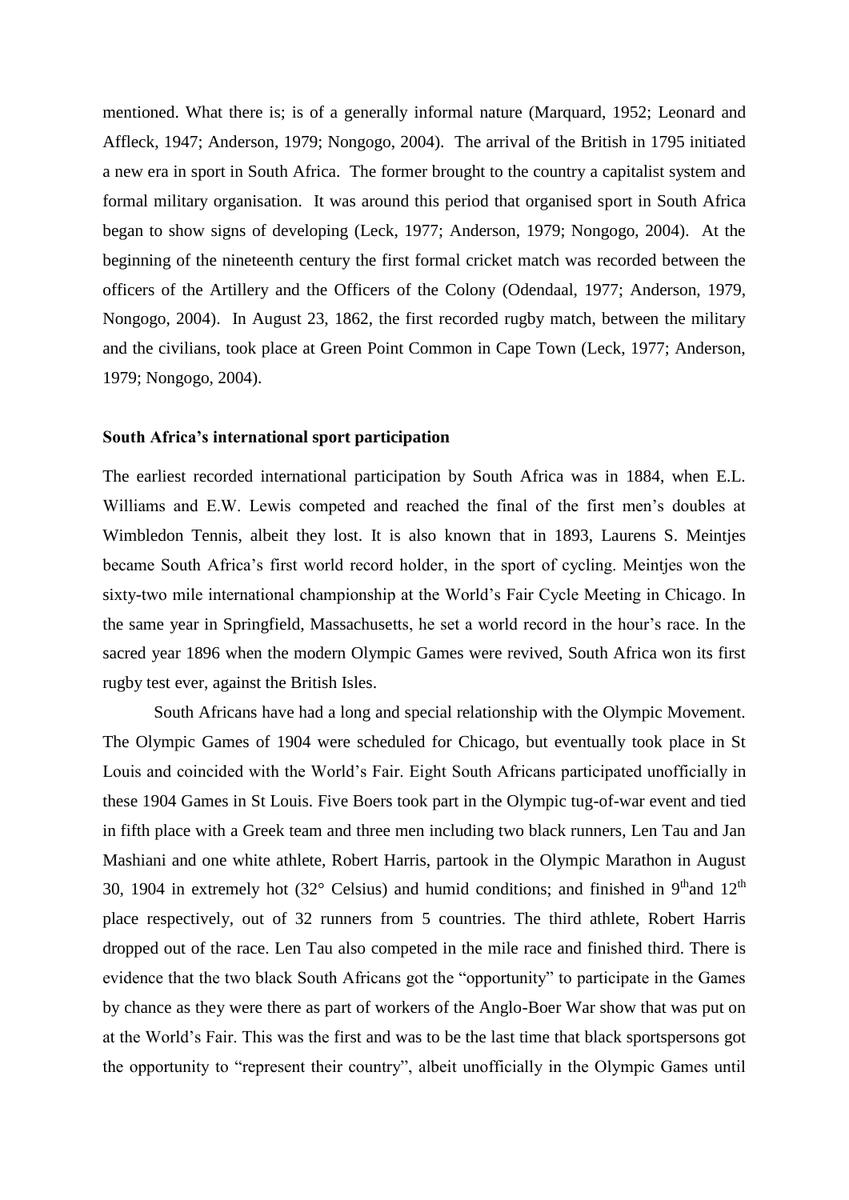mentioned. What there is; is of a generally informal nature (Marquard, 1952; Leonard and Affleck, 1947; Anderson, 1979; Nongogo, 2004). The arrival of the British in 1795 initiated a new era in sport in South Africa. The former brought to the country a capitalist system and formal military organisation. It was around this period that organised sport in South Africa began to show signs of developing (Leck, 1977; Anderson, 1979; Nongogo, 2004). At the beginning of the nineteenth century the first formal cricket match was recorded between the officers of the Artillery and the Officers of the Colony (Odendaal, 1977; Anderson, 1979, Nongogo, 2004). In August 23, 1862, the first recorded rugby match, between the military and the civilians, took place at Green Point Common in Cape Town (Leck, 1977; Anderson, 1979; Nongogo, 2004).

**South Africa's international sport participation**

The earliest recorded international participation by South Africa was in 1884, when E.L. Williams and E.W. Lewis competed and reached the final of the first men's doubles at Wimbledon Tennis, albeit they lost. It is also known that in 1893, Laurens S. Meintjes became South Africa's first world record holder, in the sport of cycling. Meintjes won the sixty-two mile international championship at the World's Fair Cycle Meeting in Chicago. In the same year in Springfield, Massachusetts, he set a world record in the hour's race. In the sacred year 1896 when the modern Olympic Games were revived, South Africa won its first rugby test ever, against the British Isles.

South Africans have had a long and special relationship with the Olympic Movement. The Olympic Games of 1904 were scheduled for Chicago, but eventually took place in St Louis and coincided with the World's Fair. Eight South Africans participated unofficially in these 1904 Games in St Louis. Five Boers took part in the Olympic tug-of-war event and tied in fifth place with a Greek team and three men including two black runners, Len Tau and Jan Mashiani and one white athlete, Robert Harris, partook in the Olympic Marathon in August 30, 1904 in extremely hot (32° Celsius) and humid conditions; and finished in 9th and 12th place respectively, out of 32 runners from 5 countries. The third athlete, Robert Harris dropped out of the race. Len Tau also competed in the mile race and finished third. There is evidence that the two black South Africans got the "opportunity" to participate in the Games by chance as they were there as part of workers of the Anglo-Boer War show that was put on at the World's Fair. This was the first and was to be the last time that black sportspersons got the opportunity to "represent their country", albeit unofficially in the Olympic Games until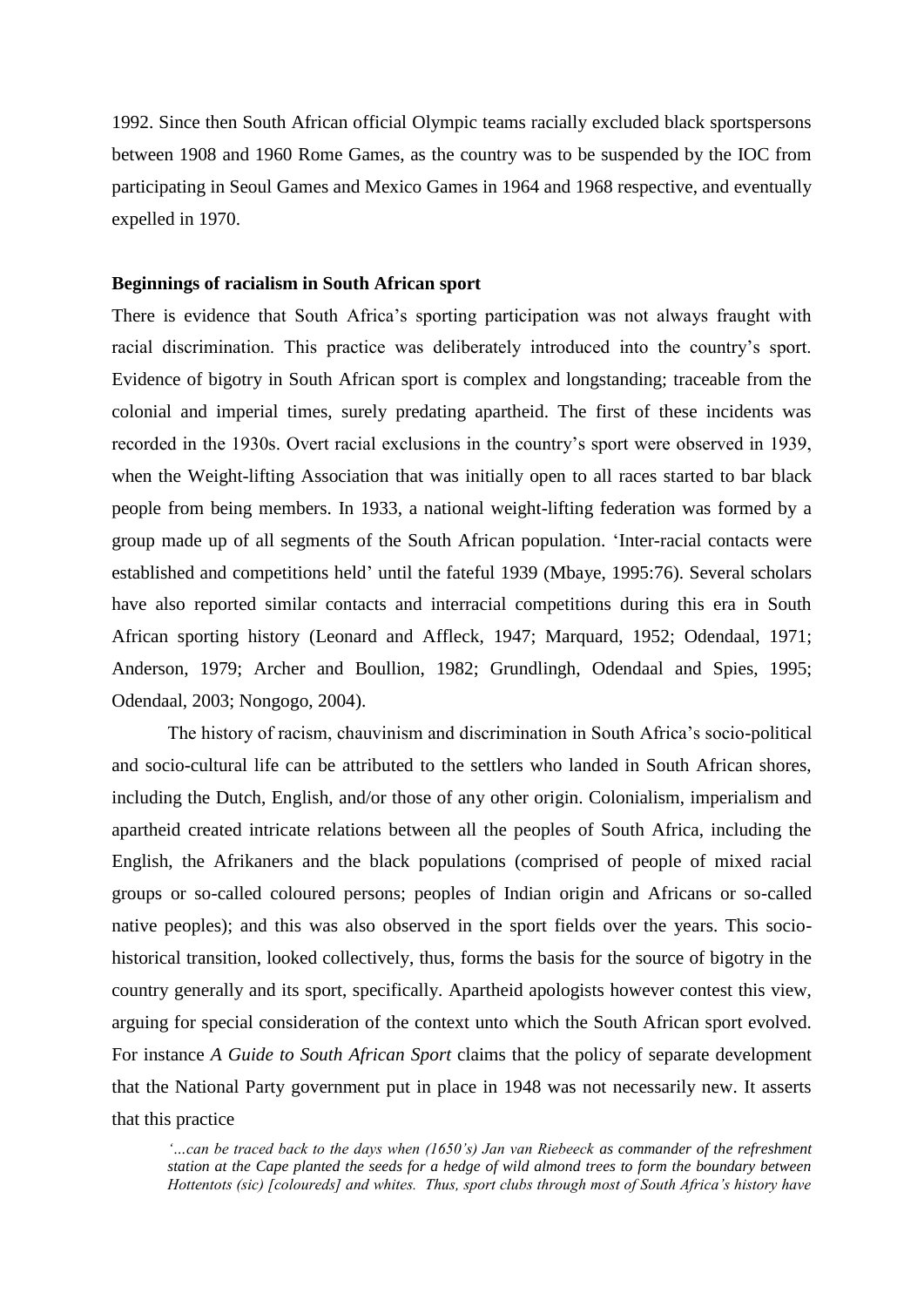1992. Since then South African official Olympic teams racially excluded black sportspersons between 1908 and 1960 Rome Games, as the country was to be suspended by the IOC from participating in Seoul Games and Mexico Games in 1964 and 1968 respective, and eventually expelled in 1970.

### Beginnings of racialism in South African sport

There is evidence that South Africa's sporting participation was not always fraught with racial discrimination. This practice was deliberately introduced into the country's sport. Evidence of bigotry in South African sport is complex and longstanding; traceable from the colonial and imperial times, surely predating apartheid. The first of these incidents was recorded in the 1930s. Overt racial exclusions in the country's sport were observed in 1939, when the Weight-lifting Association that was initially open to all races started to bar black people from being members. In 1933, a national weight-lifting federation was formed by a group made up of all segments of the South African population. 'Inter-racial contacts were established and competitions held' until the fateful 1939 (Mbaye, 1995:76). Several scholars have also reported similar contacts and interracial competitions during this era in South African sporting history (Leonard and Affleck, 1947; Marquard, 1952; Odendaal, 1971; Anderson, 1979; Archer and Boullion, 1982; Grundlingh, Odendaal and Spies, 1995; Odendaal, 2003; Nongogo, 2004).

The history of racism, chauvinism and discrimination in South Africa's socio-political and socio-cultural life can be attributed to the settlers who landed in South African shores, including the Dutch, English, and/or those of any other origin. Colonialism, imperialism and apartheid created intricate relations between all the peoples of South Africa, including the English, the Afrikaners and the black populations (comprised of people of mixed racial groups or so-called coloured persons; peoples of Indian origin and Africans or so-called native peoples); and this was also observed in the sport fields over the years. This socio-historical transition, looked collectively, thus, forms the basis for the source of bigotry in the country generally and its sport, specifically. Apartheid apologists however contest this view, arguing for special consideration of the context unto which the South African sport evolved. For instance *A Guide to South African Sport* claims that the policy of separate development that the National Party government put in place in 1948 was not necessarily new. It asserts that this practice

> *'…can be traced back to the days when (1650's) Jan van Riebeeck as commander of the refreshment station at the Cape planted the seeds for a hedge of wild almond trees to form the boundary between Hottentots (sic) [coloureds] and whites. Thus, sport clubs through most of South Africa's history have*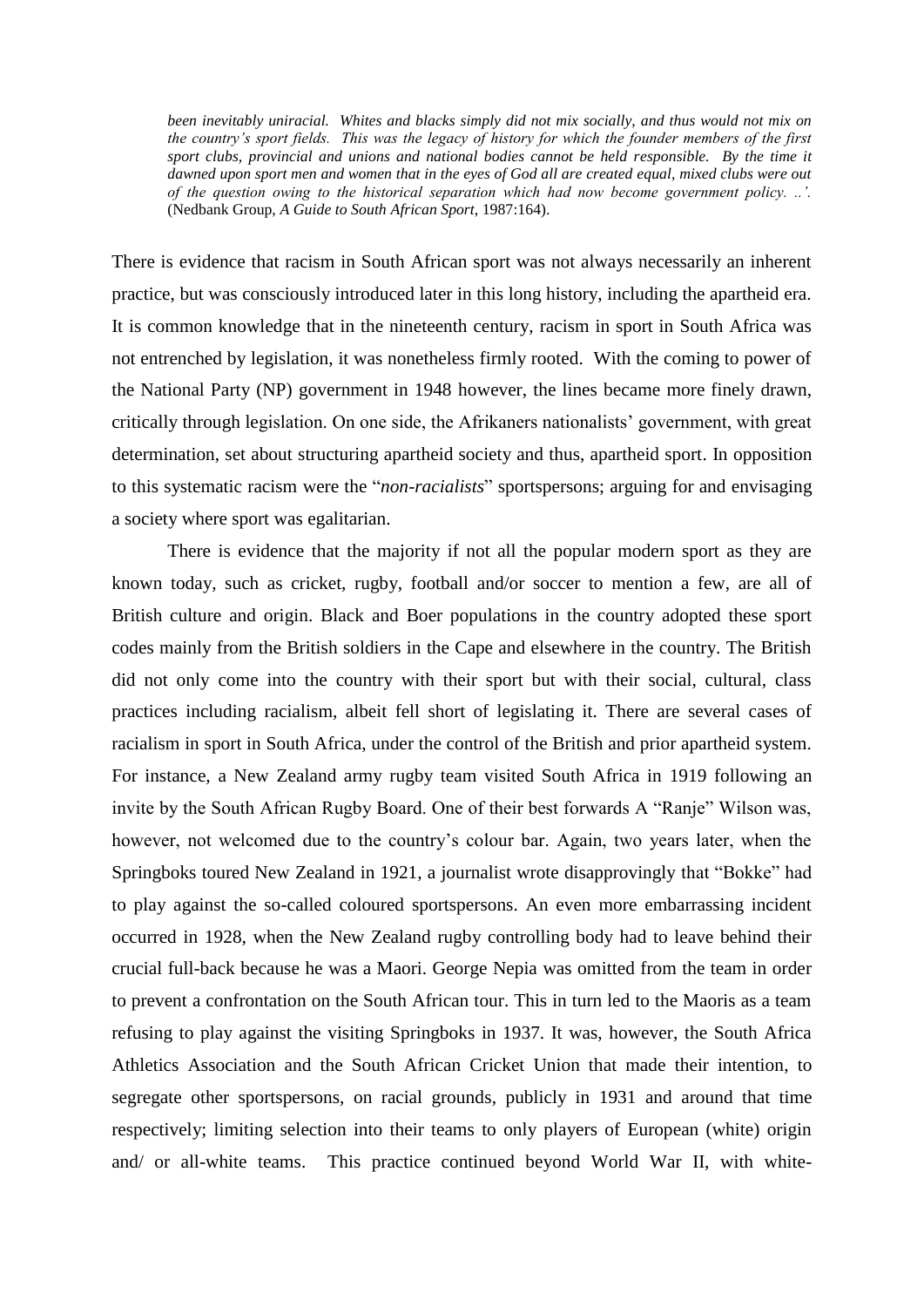> *been inevitably uniracial. Whites and blacks simply did not mix socially, and thus would not mix on the country's sport fields. This was the legacy of history for which the founder members of the first sport clubs, provincial and unions and national bodies cannot be held responsible. By the time it dawned upon sport men and women that in the eyes of God all are created equal, mixed clubs were out of the question owing to the historical separation which had now become government policy. ..'.* (Nedbank Group, *A Guide to South African Sport*, 1987:164).

There is evidence that racism in South African sport was not always necessarily an inherent practice, but was consciously introduced later in this long history, including the apartheid era. It is common knowledge that in the nineteenth century, racism in sport in South Africa was not entrenched by legislation, it was nonetheless firmly rooted. With the coming to power of the National Party (NP) government in 1948 however, the lines became more finely drawn, critically through legislation. On one side, the Afrikaners nationalists' government, with great determination, set about structuring apartheid society and thus, apartheid sport. In opposition to this systematic racism were the "*non-racialists*" sportspersons; arguing for and envisaging a society where sport was egalitarian.

There is evidence that the majority if not all the popular modern sport as they are known today, such as cricket, rugby, football and/or soccer to mention a few, are all of British culture and origin. Black and Boer populations in the country adopted these sport codes mainly from the British soldiers in the Cape and elsewhere in the country. The British did not only come into the country with their sport but with their social, cultural, class practices including racialism, albeit fell short of legislating it. There are several cases of racialism in sport in South Africa, under the control of the British and prior apartheid system. For instance, a New Zealand army rugby team visited South Africa in 1919 following an invite by the South African Rugby Board. One of their best forwards A "Ranje" Wilson was, however, not welcomed due to the country's colour bar. Again, two years later, when the Springboks toured New Zealand in 1921, a journalist wrote disapprovingly that "Bokke" had to play against the so-called coloured sportspersons. An even more embarrassing incident occurred in 1928, when the New Zealand rugby controlling body had to leave behind their crucial full-back because he was a Maori. George Nepia was omitted from the team in order to prevent a confrontation on the South African tour. This in turn led to the Maoris as a team refusing to play against the visiting Springboks in 1937. It was, however, the South Africa Athletics Association and the South African Cricket Union that made their intention, to segregate other sportspersons, on racial grounds, publicly in 1931 and around that time respectively; limiting selection into their teams to only players of European (white) origin and/ or all-white teams. This practice continued beyond World War II, with white-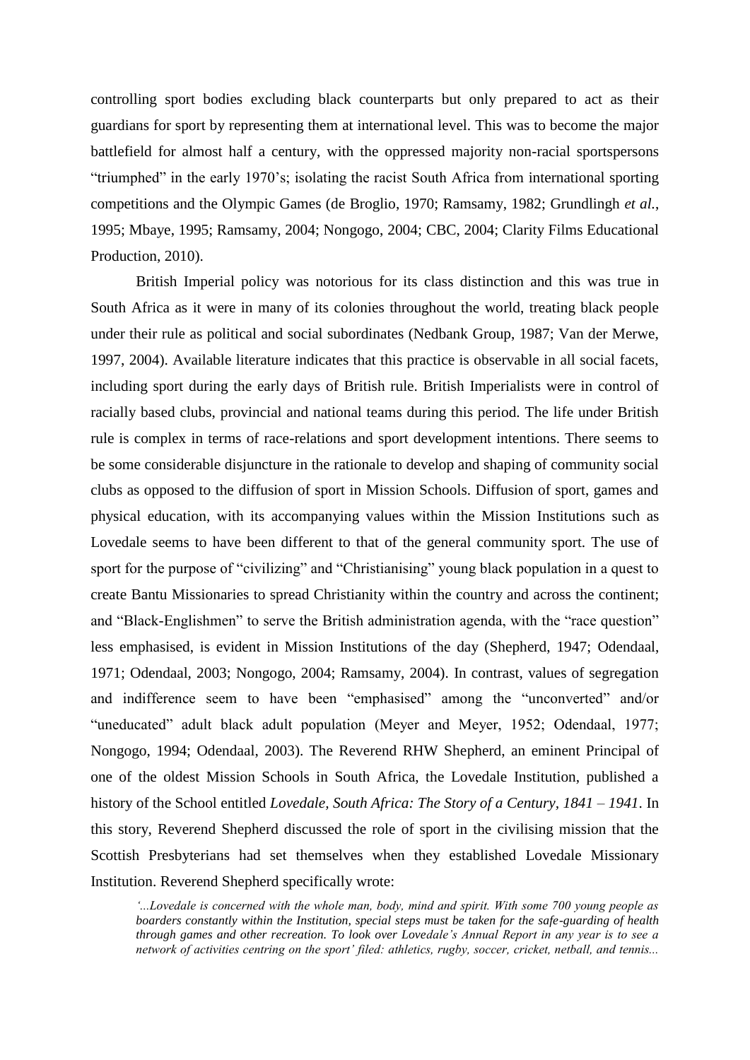controlling sport bodies excluding black counterparts but only prepared to act as their guardians for sport by representing them at international level. This was to become the major battlefield for almost half a century, with the oppressed majority non-racial sportspersons "triumphed" in the early 1970's; isolating the racist South Africa from international sporting competitions and the Olympic Games (de Broglio, 1970; Ramsamy, 1982; Grundlingh *et al.*, 1995; Mbaye, 1995; Ramsamy, 2004; Nongogo, 2004; CBC, 2004; Clarity Films Educational Production, 2010).

British Imperial policy was notorious for its class distinction and this was true in South Africa as it were in many of its colonies throughout the world, treating black people under their rule as political and social subordinates (Nedbank Group, 1987; Van der Merwe, 1997, 2004). Available literature indicates that this practice is observable in all social facets, including sport during the early days of British rule. British Imperialists were in control of racially based clubs, provincial and national teams during this period. The life under British rule is complex in terms of race-relations and sport development intentions. There seems to be some considerable disjuncture in the rationale to develop and shaping of community social clubs as opposed to the diffusion of sport in Mission Schools. Diffusion of sport, games and physical education, with its accompanying values within the Mission Institutions such as Lovedale seems to have been different to that of the general community sport. The use of sport for the purpose of "civilizing" and "Christianising" young black population in a quest to create Bantu Missionaries to spread Christianity within the country and across the continent; and "Black-Englishmen" to serve the British administration agenda, with the "race question" less emphasised, is evident in Mission Institutions of the day (Shepherd, 1947; Odendaal, 1971; Odendaal, 2003; Nongogo, 2004; Ramsamy, 2004). In contrast, values of segregation and indifference seem to have been "emphasised" among the "unconverted" and/or "uneducated" adult black adult population (Meyer and Meyer, 1952; Odendaal, 1977; Nongogo, 1994; Odendaal, 2003). The Reverend RHW Shepherd, an eminent Principal of one of the oldest Mission Schools in South Africa, the Lovedale Institution, published a history of the School entitled *Lovedale, South Africa: The Story of a Century, 1841 – 1941*. In this story, Reverend Shepherd discussed the role of sport in the civilising mission that the Scottish Presbyterians had set themselves when they established Lovedale Missionary Institution. Reverend Shepherd specifically wrote:

> *'...Lovedale is concerned with the whole man, body, mind and spirit. With some 700 young people as boarders constantly within the Institution, special steps must be taken for the safe-guarding of health through games and other recreation. To look over Lovedale's Annual Report in any year is to see a network of activities centring on the sport' filed: athletics, rugby, soccer, cricket, netball, and tennis...*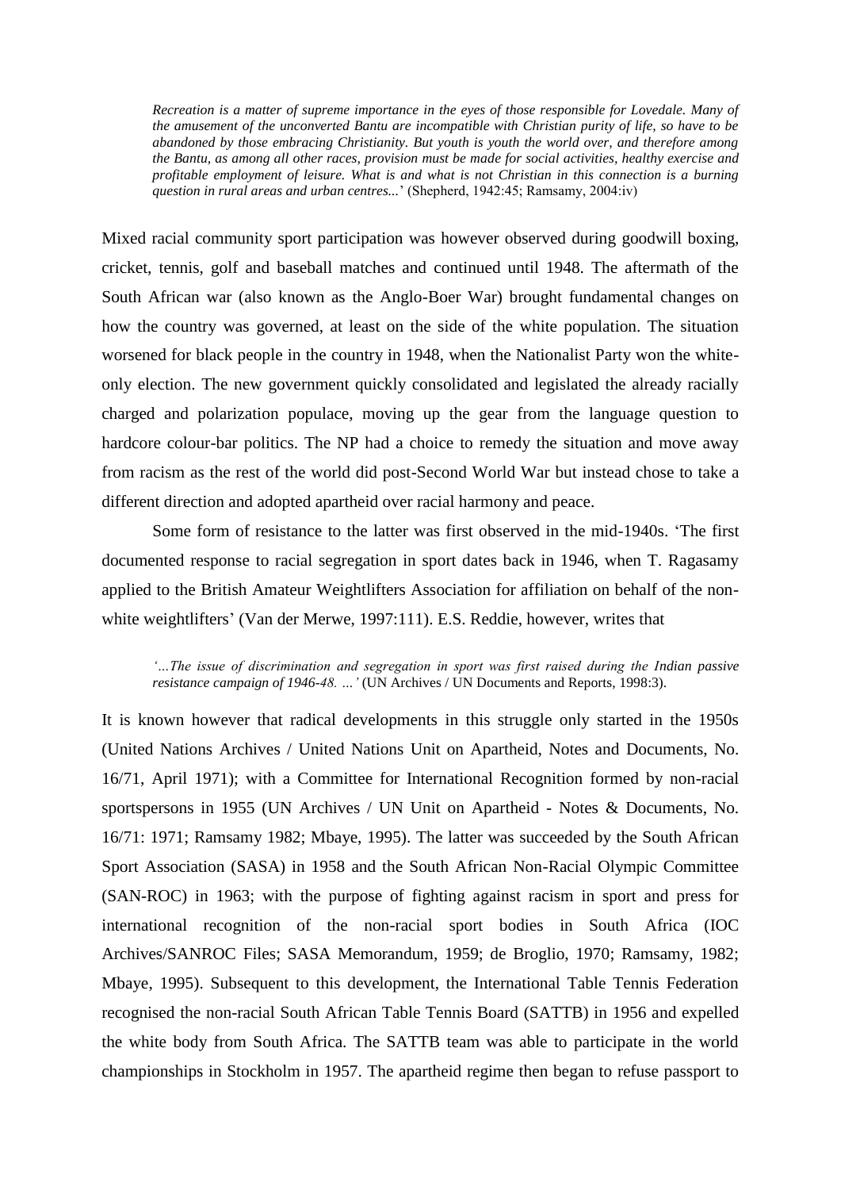> *Recreation is a matter of supreme importance in the eyes of those responsible for Lovedale. Many of the amusement of the unconverted Bantu are incompatible with Christian purity of life, so have to be abandoned by those embracing Christianity. But youth is youth the world over, and therefore among the Bantu, as among all other races, provision must be made for social activities, healthy exercise and profitable employment of leisure. What is and what is not Christian in this connection is a burning question in rural areas and urban centres...*' (Shepherd, 1942:45; Ramsamy, 2004:iv)

Mixed racial community sport participation was however observed during goodwill boxing, cricket, tennis, golf and baseball matches and continued until 1948. The aftermath of the South African war (also known as the Anglo-Boer War) brought fundamental changes on how the country was governed, at least on the side of the white population. The situation worsened for black people in the country in 1948, when the Nationalist Party won the white-only election. The new government quickly consolidated and legislated the already racially charged and polarization populace, moving up the gear from the language question to hardcore colour-bar politics. The NP had a choice to remedy the situation and move away from racism as the rest of the world did post-Second World War but instead chose to take a different direction and adopted apartheid over racial harmony and peace.

Some form of resistance to the latter was first observed in the mid-1940s. 'The first documented response to racial segregation in sport dates back in 1946, when T. Ragasamy applied to the British Amateur Weightlifters Association for affiliation on behalf of the non-white weightlifters' (Van der Merwe, 1997:111). E.S. Reddie, however, writes that

> *'...The issue of discrimination and segregation in sport was first raised during the Indian passive resistance campaign of 1946-48. ...'* (UN Archives / UN Documents and Reports, 1998:3).

It is known however that radical developments in this struggle only started in the 1950s (United Nations Archives / United Nations Unit on Apartheid, Notes and Documents, No. 16/71, April 1971); with a Committee for International Recognition formed by non-racial sportspersons in 1955 (UN Archives / UN Unit on Apartheid - Notes & Documents, No. 16/71: 1971; Ramsamy 1982; Mbaye, 1995). The latter was succeeded by the South African Sport Association (SASA) in 1958 and the South African Non-Racial Olympic Committee (SAN-ROC) in 1963; with the purpose of fighting against racism in sport and press for international recognition of the non-racial sport bodies in South Africa (IOC Archives/SANROC Files; SASA Memorandum, 1959; de Broglio, 1970; Ramsamy, 1982; Mbaye, 1995). Subsequent to this development, the International Table Tennis Federation recognised the non-racial South African Table Tennis Board (SATTB) in 1956 and expelled the white body from South Africa. The SATTB team was able to participate in the world championships in Stockholm in 1957. The apartheid regime then began to refuse passport to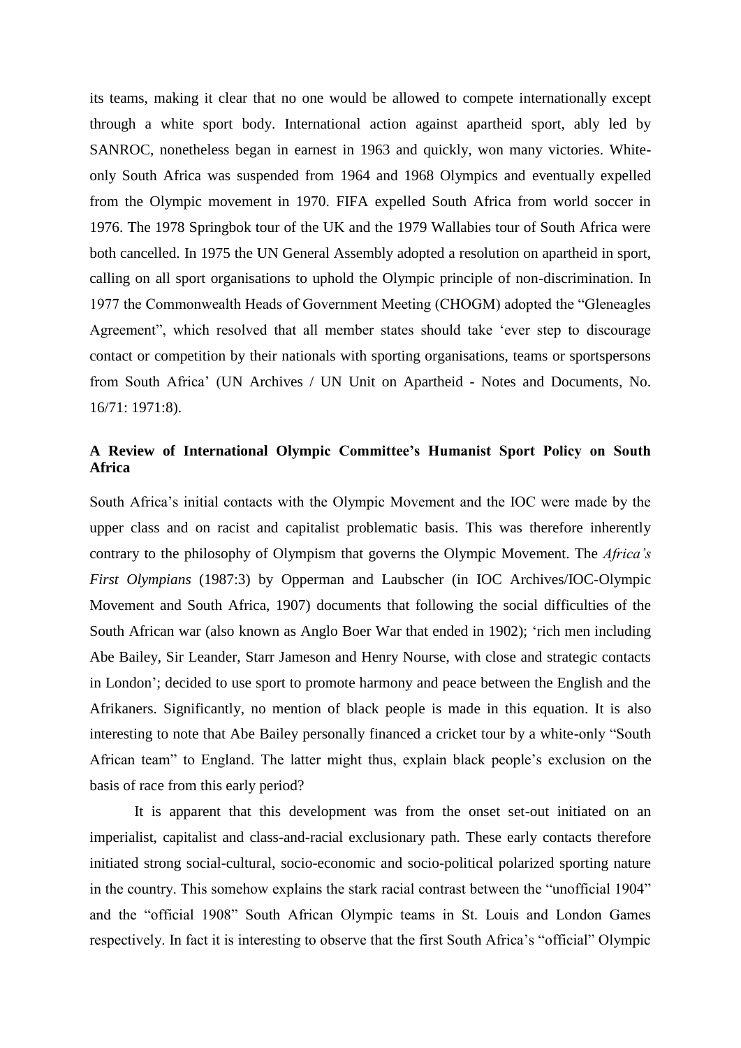its teams, making it clear that no one would be allowed to compete internationally except through a white sport body. International action against apartheid sport, ably led by SANROC, nonetheless began in earnest in 1963 and quickly, won many victories. White-only South Africa was suspended from 1964 and 1968 Olympics and eventually expelled from the Olympic movement in 1970. FIFA expelled South Africa from world soccer in 1976. The 1978 Springbok tour of the UK and the 1979 Wallabies tour of South Africa were both cancelled. In 1975 the UN General Assembly adopted a resolution on apartheid in sport, calling on all sport organisations to uphold the Olympic principle of non-discrimination. In 1977 the Commonwealth Heads of Government Meeting (CHOGM) adopted the "Gleneagles Agreement", which resolved that all member states should take 'ever step to discourage contact or competition by their nationals with sporting organisations, teams or sportspersons from South Africa' (UN Archives / UN Unit on Apartheid - Notes and Documents, No. 16/71: 1971:8).

## A Review of International Olympic Committee's Humanist Sport Policy on South Africa

South Africa's initial contacts with the Olympic Movement and the IOC were made by the upper class and on racist and capitalist problematic basis. This was therefore inherently contrary to the philosophy of Olympism that governs the Olympic Movement. The *Africa's First Olympians* (1987:3) by Opperman and Laubscher (in IOC Archives/IOC-Olympic Movement and South Africa, 1907) documents that following the social difficulties of the South African war (also known as Anglo Boer War that ended in 1902); 'rich men including Abe Bailey, Sir Leander, Starr Jameson and Henry Nourse, with close and strategic contacts in London'; decided to use sport to promote harmony and peace between the English and the Afrikaners. Significantly, no mention of black people is made in this equation. It is also interesting to note that Abe Bailey personally financed a cricket tour by a white-only "South African team" to England. The latter might thus, explain black people's exclusion on the basis of race from this early period?

It is apparent that this development was from the onset set-out initiated on an imperialist, capitalist and class-and-racial exclusionary path. These early contacts therefore initiated strong social-cultural, socio-economic and socio-political polarized sporting nature in the country. This somehow explains the stark racial contrast between the "unofficial 1904" and the "official 1908" South African Olympic teams in St. Louis and London Games respectively. In fact it is interesting to observe that the first South Africa's "official" Olympic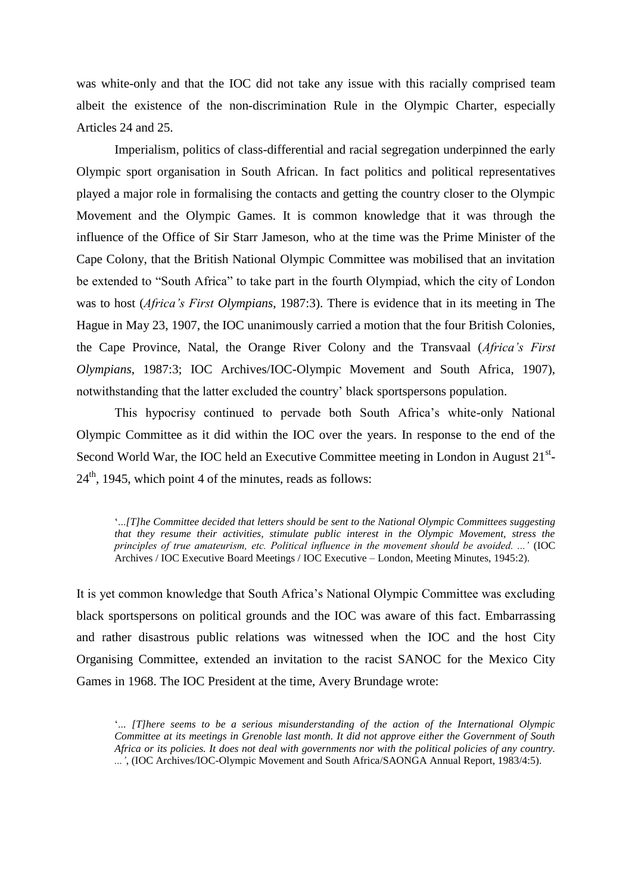was white-only and that the IOC did not take any issue with this racially comprised team albeit the existence of the non-discrimination Rule in the Olympic Charter, especially Articles 24 and 25.

Imperialism, politics of class-differential and racial segregation underpinned the early Olympic sport organisation in South African. In fact politics and political representatives played a major role in formalising the contacts and getting the country closer to the Olympic Movement and the Olympic Games. It is common knowledge that it was through the influence of the Office of Sir Starr Jameson, who at the time was the Prime Minister of the Cape Colony, that the British National Olympic Committee was mobilised that an invitation be extended to "South Africa" to take part in the fourth Olympiad, which the city of London was to host (*Africa's First Olympians*, 1987:3). There is evidence that in its meeting in The Hague in May 23, 1907, the IOC unanimously carried a motion that the four British Colonies, the Cape Province, Natal, the Orange River Colony and the Transvaal (*Africa's First Olympians*, 1987:3; IOC Archives/IOC-Olympic Movement and South Africa, 1907), notwithstanding that the latter excluded the country' black sportspersons population.

This hypocrisy continued to pervade both South Africa's white-only National Olympic Committee as it did within the IOC over the years. In response to the end of the Second World War, the IOC held an Executive Committee meeting in London in August 21st-24th, 1945, which point 4 of the minutes, reads as follows:

> '*...[T]he Committee decided that letters should be sent to the National Olympic Committees suggesting that they resume their activities, stimulate public interest in the Olympic Movement, stress the principles of true amateurism, etc. Political influence in the movement should be avoided. ...'* (IOC Archives / IOC Executive Board Meetings / IOC Executive – London, Meeting Minutes, 1945:2).

It is yet common knowledge that South Africa's National Olympic Committee was excluding black sportspersons on political grounds and the IOC was aware of this fact. Embarrassing and rather disastrous public relations was witnessed when the IOC and the host City Organising Committee, extended an invitation to the racist SANOC for the Mexico City Games in 1968. The IOC President at the time, Avery Brundage wrote:

> '*... [T]here seems to be a serious misunderstanding of the action of the International Olympic Committee at its meetings in Grenoble last month. It did not approve either the Government of South Africa or its policies. It does not deal with governments nor with the political policies of any country. ...'*, (IOC Archives/IOC-Olympic Movement and South Africa/SAONGA Annual Report, 1983/4:5).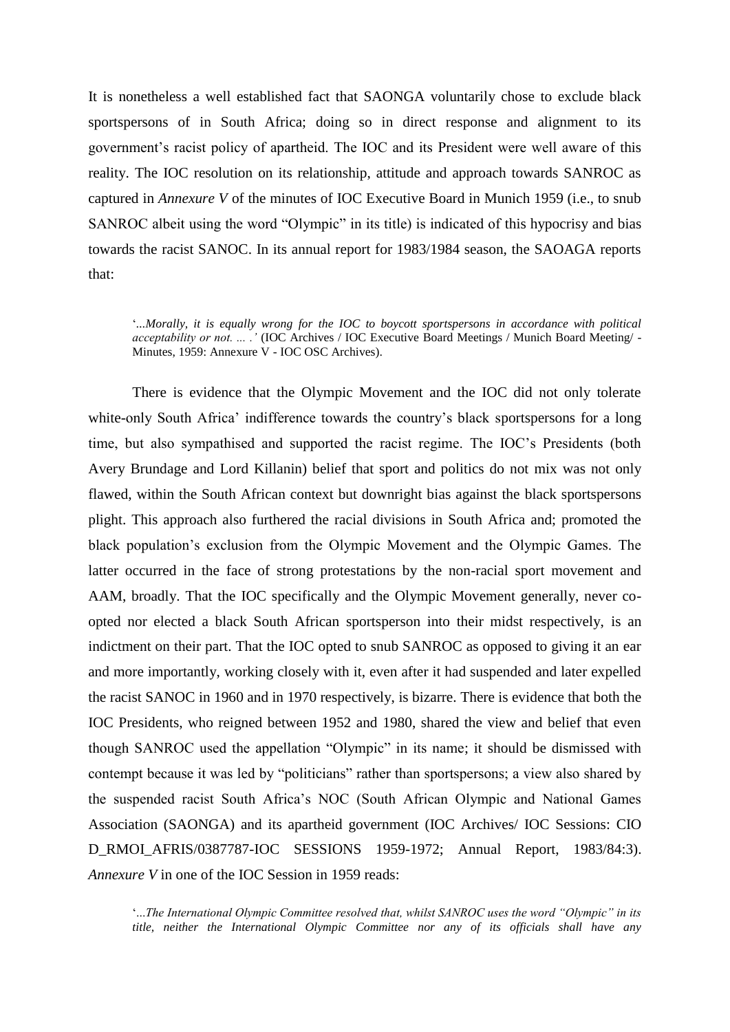It is nonetheless a well established fact that SAONGA voluntarily chose to exclude black sportspersons of in South Africa; doing so in direct response and alignment to its government's racist policy of apartheid. The IOC and its President were well aware of this reality. The IOC resolution on its relationship, attitude and approach towards SANROC as captured in *Annexure V* of the minutes of IOC Executive Board in Munich 1959 (i.e., to snub SANROC albeit using the word "Olympic" in its title) is indicated of this hypocrisy and bias towards the racist SANOC. In its annual report for 1983/1984 season, the SAOAGA reports that:

> '*...Morally, it is equally wrong for the IOC to boycott sportspersons in accordance with political acceptability or not. ... .'* (IOC Archives / IOC Executive Board Meetings / Munich Board Meeting/ - Minutes, 1959: Annexure V - IOC OSC Archives).

There is evidence that the Olympic Movement and the IOC did not only tolerate white-only South Africa' indifference towards the country's black sportspersons for a long time, but also sympathised and supported the racist regime. The IOC's Presidents (both Avery Brundage and Lord Killanin) belief that sport and politics do not mix was not only flawed, within the South African context but downright bias against the black sportspersons plight. This approach also furthered the racial divisions in South Africa and; promoted the black population's exclusion from the Olympic Movement and the Olympic Games. The latter occurred in the face of strong protestations by the non-racial sport movement and AAM, broadly. That the IOC specifically and the Olympic Movement generally, never co-opted nor elected a black South African sportsperson into their midst respectively, is an indictment on their part. That the IOC opted to snub SANROC as opposed to giving it an ear and more importantly, working closely with it, even after it had suspended and later expelled the racist SANOC in 1960 and in 1970 respectively, is bizarre. There is evidence that both the IOC Presidents, who reigned between 1952 and 1980, shared the view and belief that even though SANROC used the appellation "Olympic" in its name; it should be dismissed with contempt because it was led by "politicians" rather than sportspersons; a view also shared by the suspended racist South Africa's NOC (South African Olympic and National Games Association (SAONGA) and its apartheid government (IOC Archives/ IOC Sessions: CIO D_RMOI_AFRIS/0387787-IOC SESSIONS 1959-1972; Annual Report, 1983/84:3). *Annexure V* in one of the IOC Session in 1959 reads:

> '*...The International Olympic Committee resolved that, whilst SANROC uses the word "Olympic" in its title, neither the International Olympic Committee nor any of its officials shall have any*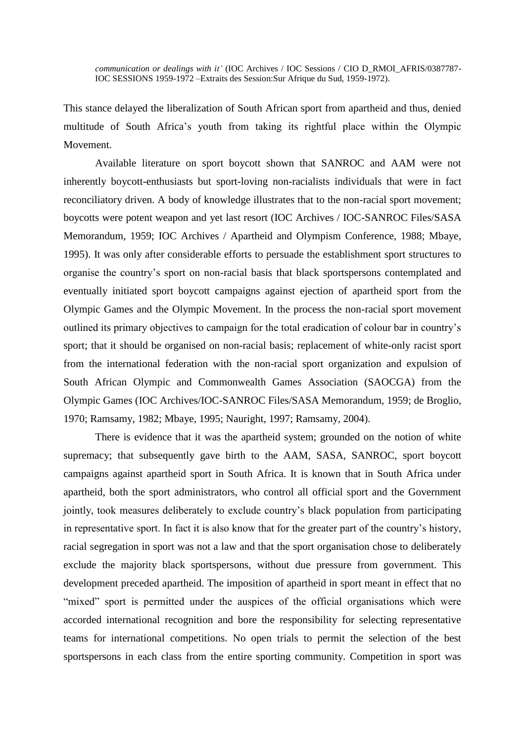*communication or dealings with it'* (IOC Archives / IOC Sessions / CIO D_RMOI_AFRIS/0387787-IOC SESSIONS 1959-1972 –Extraits des Session:Sur Afrique du Sud, 1959-1972).

This stance delayed the liberalization of South African sport from apartheid and thus, denied multitude of South Africa's youth from taking its rightful place within the Olympic Movement.

Available literature on sport boycott shown that SANROC and AAM were not inherently boycott-enthusiasts but sport-loving non-racialists individuals that were in fact reconciliatory driven. A body of knowledge illustrates that to the non-racial sport movement; boycotts were potent weapon and yet last resort (IOC Archives / IOC-SANROC Files/SASA Memorandum, 1959; IOC Archives / Apartheid and Olympism Conference, 1988; Mbaye, 1995). It was only after considerable efforts to persuade the establishment sport structures to organise the country's sport on non-racial basis that black sportspersons contemplated and eventually initiated sport boycott campaigns against ejection of apartheid sport from the Olympic Games and the Olympic Movement. In the process the non-racial sport movement outlined its primary objectives to campaign for the total eradication of colour bar in country's sport; that it should be organised on non-racial basis; replacement of white-only racist sport from the international federation with the non-racial sport organization and expulsion of South African Olympic and Commonwealth Games Association (SAOCGA) from the Olympic Games (IOC Archives/IOC-SANROC Files/SASA Memorandum, 1959; de Broglio, 1970; Ramsamy, 1982; Mbaye, 1995; Nauright, 1997; Ramsamy, 2004).

There is evidence that it was the apartheid system; grounded on the notion of white supremacy; that subsequently gave birth to the AAM, SASA, SANROC, sport boycott campaigns against apartheid sport in South Africa. It is known that in South Africa under apartheid, both the sport administrators, who control all official sport and the Government jointly, took measures deliberately to exclude country's black population from participating in representative sport. In fact it is also know that for the greater part of the country's history, racial segregation in sport was not a law and that the sport organisation chose to deliberately exclude the majority black sportspersons, without due pressure from government. This development preceded apartheid. The imposition of apartheid in sport meant in effect that no "mixed" sport is permitted under the auspices of the official organisations which were accorded international recognition and bore the responsibility for selecting representative teams for international competitions. No open trials to permit the selection of the best sportspersons in each class from the entire sporting community. Competition in sport was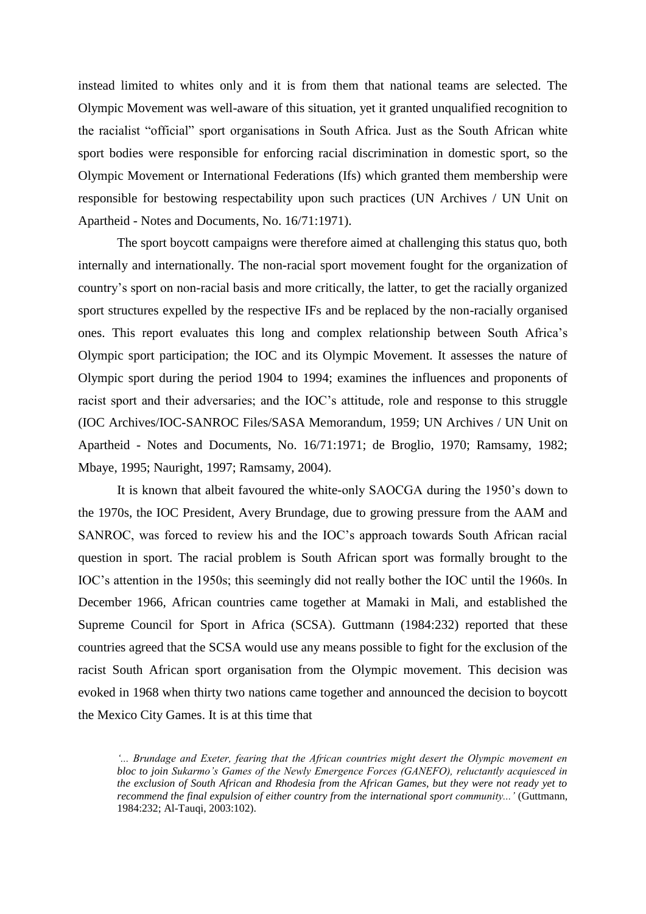instead limited to whites only and it is from them that national teams are selected. The Olympic Movement was well-aware of this situation, yet it granted unqualified recognition to the racialist "official" sport organisations in South Africa. Just as the South African white sport bodies were responsible for enforcing racial discrimination in domestic sport, so the Olympic Movement or International Federations (Ifs) which granted them membership were responsible for bestowing respectability upon such practices (UN Archives / UN Unit on Apartheid - Notes and Documents, No. 16/71:1971).

The sport boycott campaigns were therefore aimed at challenging this status quo, both internally and internationally. The non-racial sport movement fought for the organization of country's sport on non-racial basis and more critically, the latter, to get the racially organized sport structures expelled by the respective IFs and be replaced by the non-racially organised ones. This report evaluates this long and complex relationship between South Africa's Olympic sport participation; the IOC and its Olympic Movement. It assesses the nature of Olympic sport during the period 1904 to 1994; examines the influences and proponents of racist sport and their adversaries; and the IOC's attitude, role and response to this struggle (IOC Archives/IOC-SANROC Files/SASA Memorandum, 1959; UN Archives / UN Unit on Apartheid - Notes and Documents, No. 16/71:1971; de Broglio, 1970; Ramsamy, 1982; Mbaye, 1995; Nauright, 1997; Ramsamy, 2004).

It is known that albeit favoured the white-only SAOCGA during the 1950's down to the 1970s, the IOC President, Avery Brundage, due to growing pressure from the AAM and SANROC, was forced to review his and the IOC's approach towards South African racial question in sport. The racial problem is South African sport was formally brought to the IOC's attention in the 1950s; this seemingly did not really bother the IOC until the 1960s. In December 1966, African countries came together at Mamaki in Mali, and established the Supreme Council for Sport in Africa (SCSA). Guttmann (1984:232) reported that these countries agreed that the SCSA would use any means possible to fight for the exclusion of the racist South African sport organisation from the Olympic movement. This decision was evoked in 1968 when thirty two nations came together and announced the decision to boycott the Mexico City Games. It is at this time that

> *'... Brundage and Exeter, fearing that the African countries might desert the Olympic movement en bloc to join Sukarmo's Games of the Newly Emergence Forces (GANEFO), reluctantly acquiesced in the exclusion of South African and Rhodesia from the African Games, but they were not ready yet to recommend the final expulsion of either country from the international sport community...'* (Guttmann, 1984:232; Al-Tauqi, 2003:102).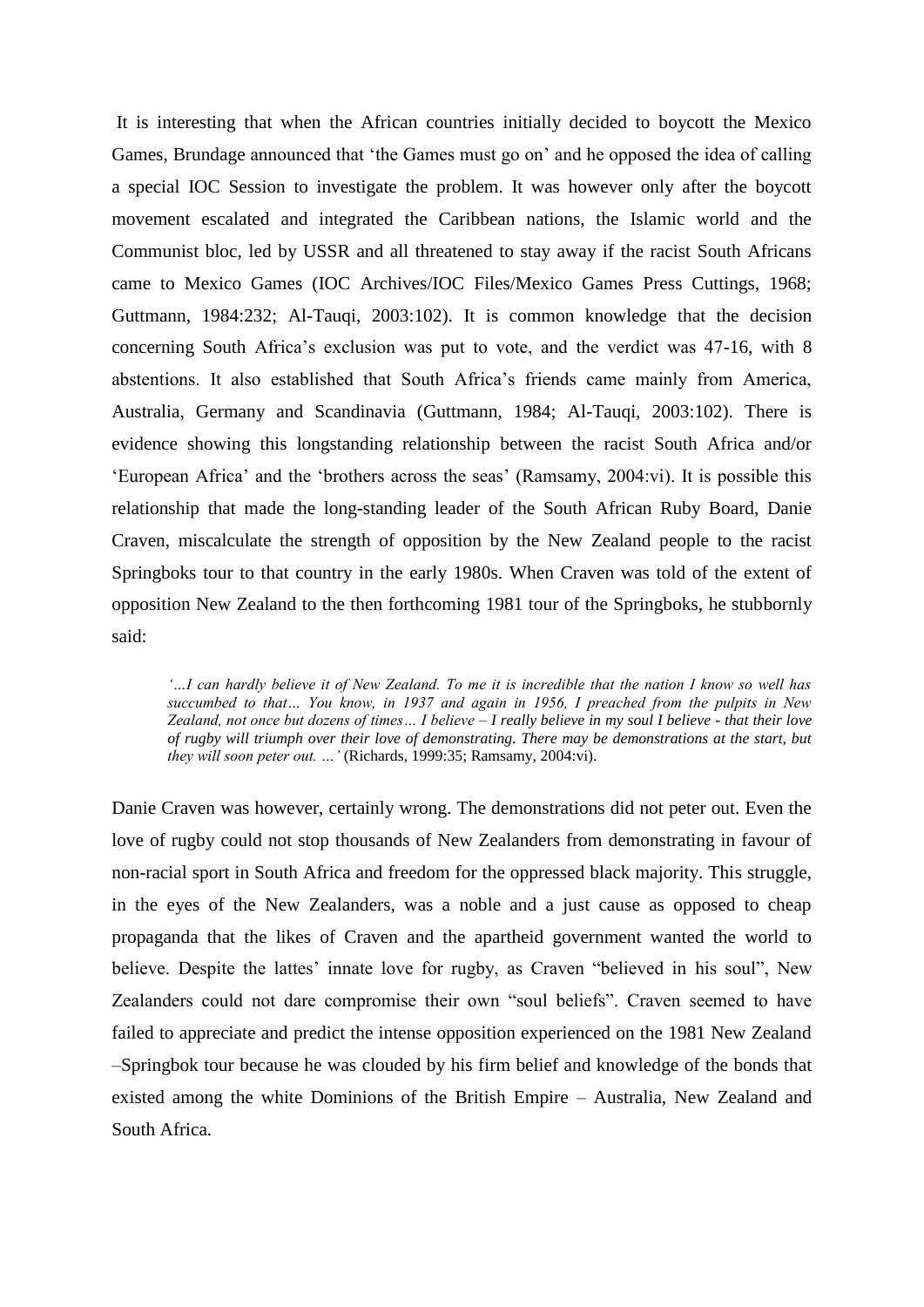It is interesting that when the African countries initially decided to boycott the Mexico Games, Brundage announced that 'the Games must go on' and he opposed the idea of calling a special IOC Session to investigate the problem. It was however only after the boycott movement escalated and integrated the Caribbean nations, the Islamic world and the Communist bloc, led by USSR and all threatened to stay away if the racist South Africans came to Mexico Games (IOC Archives/IOC Files/Mexico Games Press Cuttings, 1968; Guttmann, 1984:232; Al-Tauqi, 2003:102). It is common knowledge that the decision concerning South Africa's exclusion was put to vote, and the verdict was 47-16, with 8 abstentions. It also established that South Africa's friends came mainly from America, Australia, Germany and Scandinavia (Guttmann, 1984; Al-Tauqi, 2003:102). There is evidence showing this longstanding relationship between the racist South Africa and/or 'European Africa' and the 'brothers across the seas' (Ramsamy, 2004:vi). It is possible this relationship that made the long-standing leader of the South African Ruby Board, Danie Craven, miscalculate the strength of opposition by the New Zealand people to the racist Springboks tour to that country in the early 1980s. When Craven was told of the extent of opposition New Zealand to the then forthcoming 1981 tour of the Springboks, he stubbornly said:

> *'…I can hardly believe it of New Zealand. To me it is incredible that the nation I know so well has succumbed to that… You know, in 1937 and again in 1956, I preached from the pulpits in New Zealand, not once but dozens of times… I believe – I really believe in my soul I believe - that their love of rugby will triumph over their love of demonstrating. There may be demonstrations at the start, but they will soon peter out. …'* (Richards, 1999:35; Ramsamy, 2004:vi).

Danie Craven was however, certainly wrong. The demonstrations did not peter out. Even the love of rugby could not stop thousands of New Zealanders from demonstrating in favour of non-racial sport in South Africa and freedom for the oppressed black majority. This struggle, in the eyes of the New Zealanders, was a noble and a just cause as opposed to cheap propaganda that the likes of Craven and the apartheid government wanted the world to believe. Despite the lattes' innate love for rugby, as Craven "believed in his soul", New Zealanders could not dare compromise their own "soul beliefs". Craven seemed to have failed to appreciate and predict the intense opposition experienced on the 1981 New Zealand –Springbok tour because he was clouded by his firm belief and knowledge of the bonds that existed among the white Dominions of the British Empire – Australia, New Zealand and South Africa.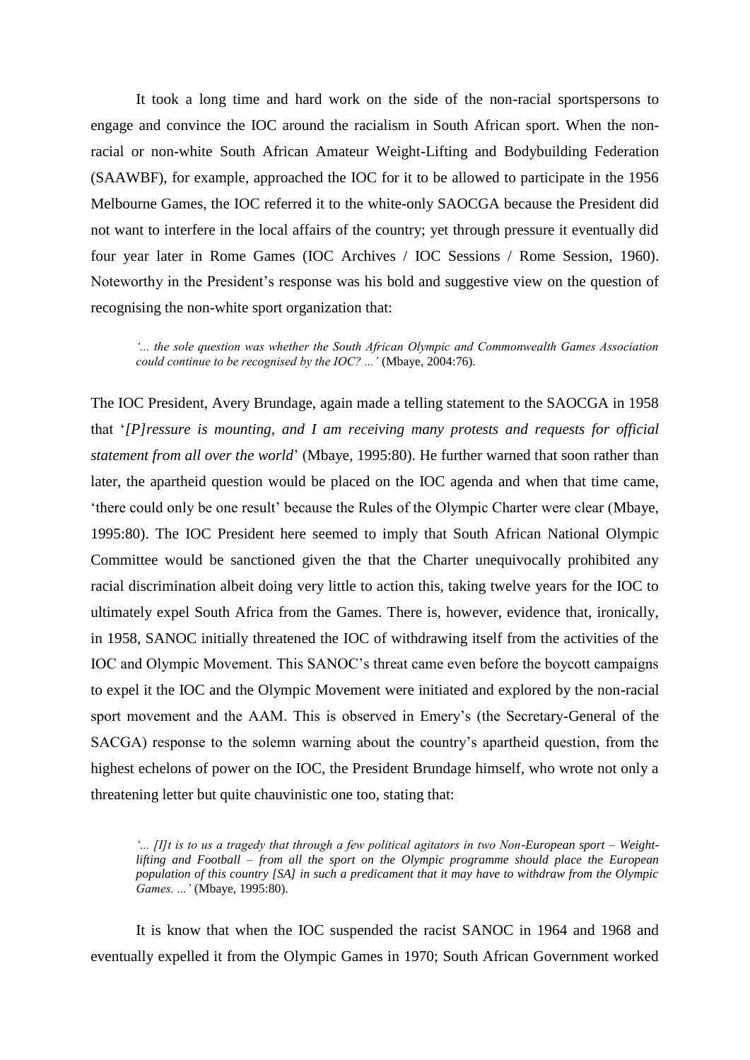It took a long time and hard work on the side of the non-racial sportspersons to engage and convince the IOC around the racialism in South African sport. When the non-racial or non-white South African Amateur Weight-Lifting and Bodybuilding Federation (SAAWBF), for example, approached the IOC for it to be allowed to participate in the 1956 Melbourne Games, the IOC referred it to the white-only SAOCGA because the President did not want to interfere in the local affairs of the country; yet through pressure it eventually did four year later in Rome Games (IOC Archives / IOC Sessions / Rome Session, 1960). Noteworthy in the President's response was his bold and suggestive view on the question of recognising the non-white sport organization that:

> *'... the sole question was whether the South African Olympic and Commonwealth Games Association could continue to be recognised by the IOC? ...'* (Mbaye, 2004:76).

The IOC President, Avery Brundage, again made a telling statement to the SAOCGA in 1958 that '*[P]ressure is mounting, and I am receiving many protests and requests for official statement from all over the world*' (Mbaye, 1995:80). He further warned that soon rather than later, the apartheid question would be placed on the IOC agenda and when that time came, 'there could only be one result' because the Rules of the Olympic Charter were clear (Mbaye, 1995:80). The IOC President here seemed to imply that South African National Olympic Committee would be sanctioned given the that the Charter unequivocally prohibited any racial discrimination albeit doing very little to action this, taking twelve years for the IOC to ultimately expel South Africa from the Games. There is, however, evidence that, ironically, in 1958, SANOC initially threatened the IOC of withdrawing itself from the activities of the IOC and Olympic Movement. This SANOC's threat came even before the boycott campaigns to expel it the IOC and the Olympic Movement were initiated and explored by the non-racial sport movement and the AAM. This is observed in Emery's (the Secretary-General of the SACGA) response to the solemn warning about the country's apartheid question, from the highest echelons of power on the IOC, the President Brundage himself, who wrote not only a threatening letter but quite chauvinistic one too, stating that:

> *'... [I]t is to us a tragedy that through a few political agitators in two Non-European sport – Weight-lifting and Football – from all the sport on the Olympic programme should place the European population of this country [SA] in such a predicament that it may have to withdraw from the Olympic Games. ...'* (Mbaye, 1995:80).

It is know that when the IOC suspended the racist SANOC in 1964 and 1968 and eventually expelled it from the Olympic Games in 1970; South African Government worked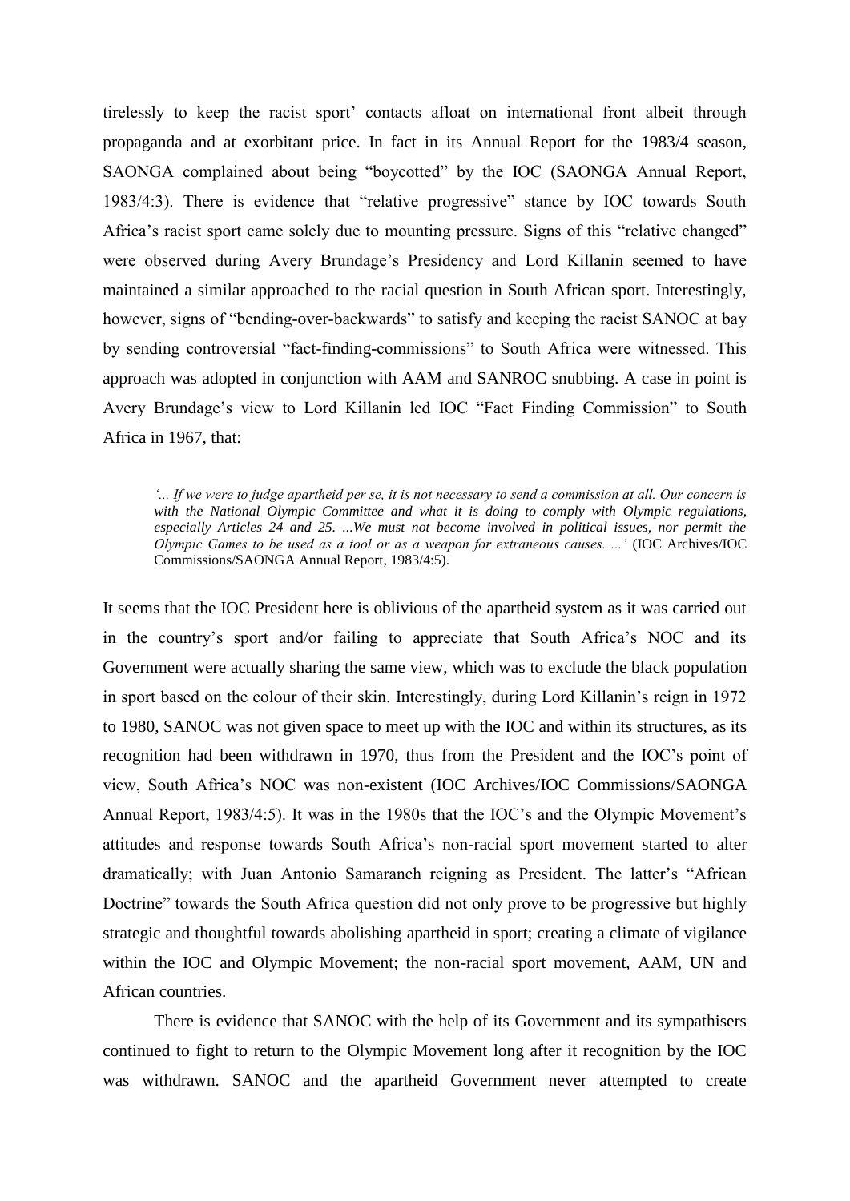tirelessly to keep the racist sport' contacts afloat on international front albeit through propaganda and at exorbitant price. In fact in its Annual Report for the 1983/4 season, SAONGA complained about being "boycotted" by the IOC (SAONGA Annual Report, 1983/4:3). There is evidence that "relative progressive" stance by IOC towards South Africa's racist sport came solely due to mounting pressure. Signs of this "relative changed" were observed during Avery Brundage's Presidency and Lord Killanin seemed to have maintained a similar approached to the racial question in South African sport. Interestingly, however, signs of "bending-over-backwards" to satisfy and keeping the racist SANOC at bay by sending controversial "fact-finding-commissions" to South Africa were witnessed. This approach was adopted in conjunction with AAM and SANROC snubbing. A case in point is Avery Brundage's view to Lord Killanin led IOC "Fact Finding Commission" to South Africa in 1967, that:

> *'... If we were to judge apartheid per se, it is not necessary to send a commission at all. Our concern is with the National Olympic Committee and what it is doing to comply with Olympic regulations, especially Articles 24 and 25. ...We must not become involved in political issues, nor permit the Olympic Games to be used as a tool or as a weapon for extraneous causes. ...'* (IOC Archives/IOC Commissions/SAONGA Annual Report, 1983/4:5).

It seems that the IOC President here is oblivious of the apartheid system as it was carried out in the country's sport and/or failing to appreciate that South Africa's NOC and its Government were actually sharing the same view, which was to exclude the black population in sport based on the colour of their skin. Interestingly, during Lord Killanin's reign in 1972 to 1980, SANOC was not given space to meet up with the IOC and within its structures, as its recognition had been withdrawn in 1970, thus from the President and the IOC's point of view, South Africa's NOC was non-existent (IOC Archives/IOC Commissions/SAONGA Annual Report, 1983/4:5). It was in the 1980s that the IOC's and the Olympic Movement's attitudes and response towards South Africa's non-racial sport movement started to alter dramatically; with Juan Antonio Samaranch reigning as President. The latter's "African Doctrine" towards the South Africa question did not only prove to be progressive but highly strategic and thoughtful towards abolishing apartheid in sport; creating a climate of vigilance within the IOC and Olympic Movement; the non-racial sport movement, AAM, UN and African countries.

There is evidence that SANOC with the help of its Government and its sympathisers continued to fight to return to the Olympic Movement long after it recognition by the IOC was withdrawn. SANOC and the apartheid Government never attempted to create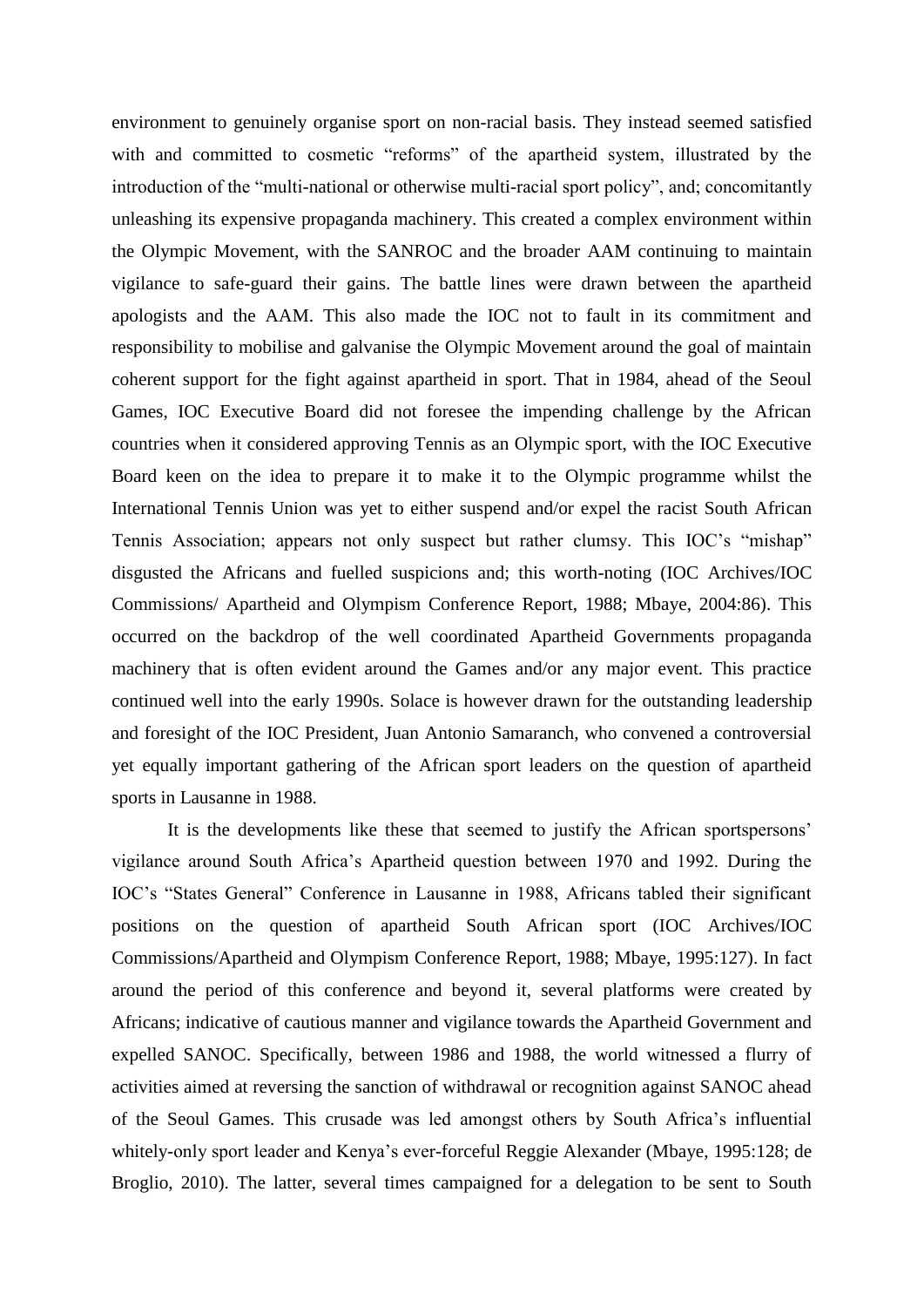environment to genuinely organise sport on non-racial basis. They instead seemed satisfied with and committed to cosmetic "reforms" of the apartheid system, illustrated by the introduction of the "multi-national or otherwise multi-racial sport policy", and; concomitantly unleashing its expensive propaganda machinery. This created a complex environment within the Olympic Movement, with the SANROC and the broader AAM continuing to maintain vigilance to safe-guard their gains. The battle lines were drawn between the apartheid apologists and the AAM. This also made the IOC not to fault in its commitment and responsibility to mobilise and galvanise the Olympic Movement around the goal of maintain coherent support for the fight against apartheid in sport. That in 1984, ahead of the Seoul Games, IOC Executive Board did not foresee the impending challenge by the African countries when it considered approving Tennis as an Olympic sport, with the IOC Executive Board keen on the idea to prepare it to make it to the Olympic programme whilst the International Tennis Union was yet to either suspend and/or expel the racist South African Tennis Association; appears not only suspect but rather clumsy. This IOC's "mishap" disgusted the Africans and fuelled suspicions and; this worth-noting (IOC Archives/IOC Commissions/ Apartheid and Olympism Conference Report, 1988; Mbaye, 2004:86). This occurred on the backdrop of the well coordinated Apartheid Governments propaganda machinery that is often evident around the Games and/or any major event. This practice continued well into the early 1990s. Solace is however drawn for the outstanding leadership and foresight of the IOC President, Juan Antonio Samaranch, who convened a controversial yet equally important gathering of the African sport leaders on the question of apartheid sports in Lausanne in 1988.

It is the developments like these that seemed to justify the African sportspersons' vigilance around South Africa's Apartheid question between 1970 and 1992. During the IOC's "States General" Conference in Lausanne in 1988, Africans tabled their significant positions on the question of apartheid South African sport (IOC Archives/IOC Commissions/Apartheid and Olympism Conference Report, 1988; Mbaye, 1995:127). In fact around the period of this conference and beyond it, several platforms were created by Africans; indicative of cautious manner and vigilance towards the Apartheid Government and expelled SANOC. Specifically, between 1986 and 1988, the world witnessed a flurry of activities aimed at reversing the sanction of withdrawal or recognition against SANOC ahead of the Seoul Games. This crusade was led amongst others by South Africa's influential whitely-only sport leader and Kenya's ever-forceful Reggie Alexander (Mbaye, 1995:128; de Broglio, 2010). The latter, several times campaigned for a delegation to be sent to South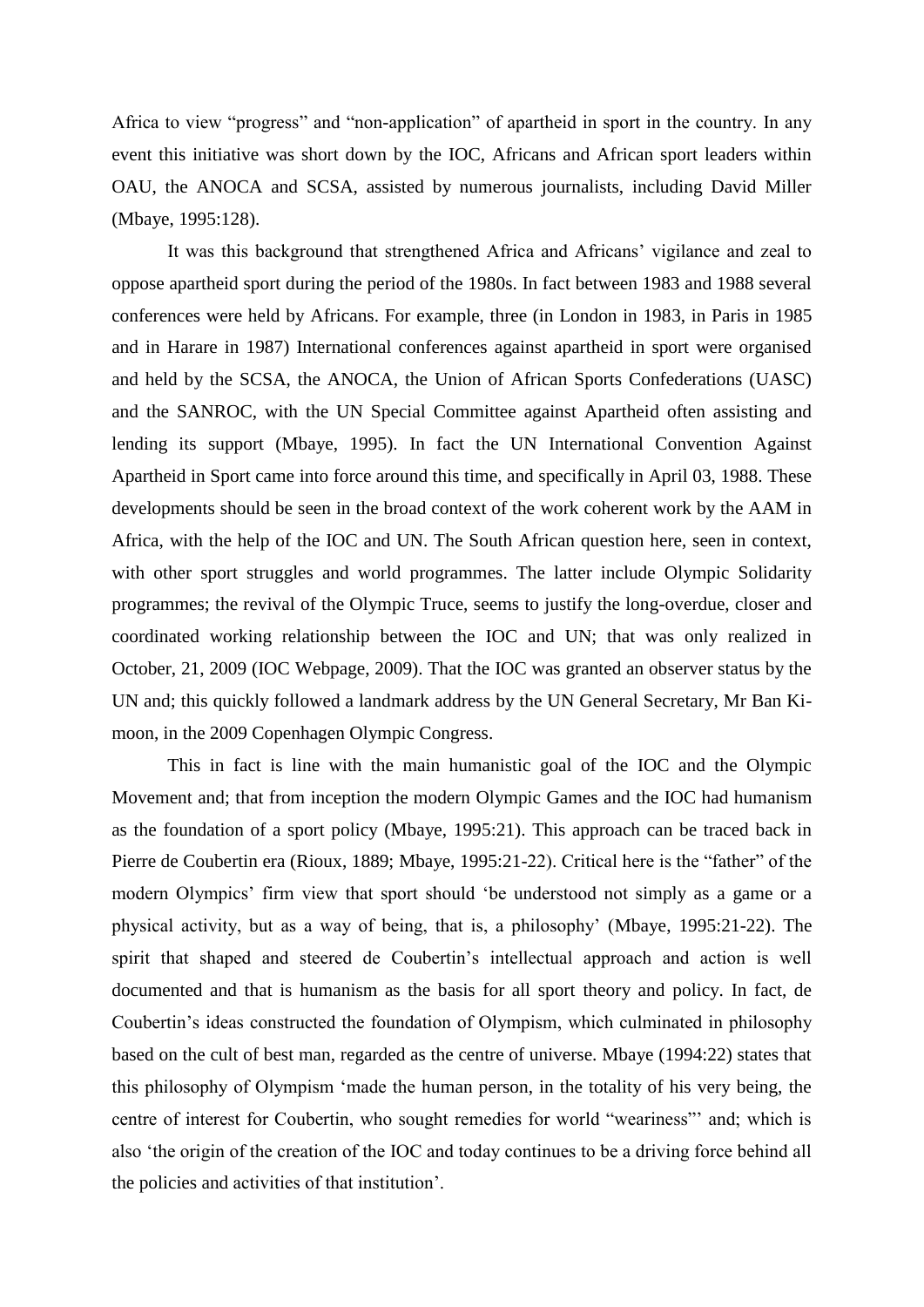Africa to view "progress" and "non-application" of apartheid in sport in the country. In any event this initiative was short down by the IOC, Africans and African sport leaders within OAU, the ANOCA and SCSA, assisted by numerous journalists, including David Miller (Mbaye, 1995:128).

It was this background that strengthened Africa and Africans' vigilance and zeal to oppose apartheid sport during the period of the 1980s. In fact between 1983 and 1988 several conferences were held by Africans. For example, three (in London in 1983, in Paris in 1985 and in Harare in 1987) International conferences against apartheid in sport were organised and held by the SCSA, the ANOCA, the Union of African Sports Confederations (UASC) and the SANROC, with the UN Special Committee against Apartheid often assisting and lending its support (Mbaye, 1995). In fact the UN International Convention Against Apartheid in Sport came into force around this time, and specifically in April 03, 1988. These developments should be seen in the broad context of the work coherent work by the AAM in Africa, with the help of the IOC and UN. The South African question here, seen in context, with other sport struggles and world programmes. The latter include Olympic Solidarity programmes; the revival of the Olympic Truce, seems to justify the long-overdue, closer and coordinated working relationship between the IOC and UN; that was only realized in October, 21, 2009 (IOC Webpage, 2009). That the IOC was granted an observer status by the UN and; this quickly followed a landmark address by the UN General Secretary, Mr Ban Ki-moon, in the 2009 Copenhagen Olympic Congress.

This in fact is line with the main humanistic goal of the IOC and the Olympic Movement and; that from inception the modern Olympic Games and the IOC had humanism as the foundation of a sport policy (Mbaye, 1995:21). This approach can be traced back in Pierre de Coubertin era (Rioux, 1889; Mbaye, 1995:21-22). Critical here is the "father" of the modern Olympics' firm view that sport should 'be understood not simply as a game or a physical activity, but as a way of being, that is, a philosophy' (Mbaye, 1995:21-22). The spirit that shaped and steered de Coubertin's intellectual approach and action is well documented and that is humanism as the basis for all sport theory and policy. In fact, de Coubertin's ideas constructed the foundation of Olympism, which culminated in philosophy based on the cult of best man, regarded as the centre of universe. Mbaye (1994:22) states that this philosophy of Olympism 'made the human person, in the totality of his very being, the centre of interest for Coubertin, who sought remedies for world "weariness"' and; which is also 'the origin of the creation of the IOC and today continues to be a driving force behind all the policies and activities of that institution'.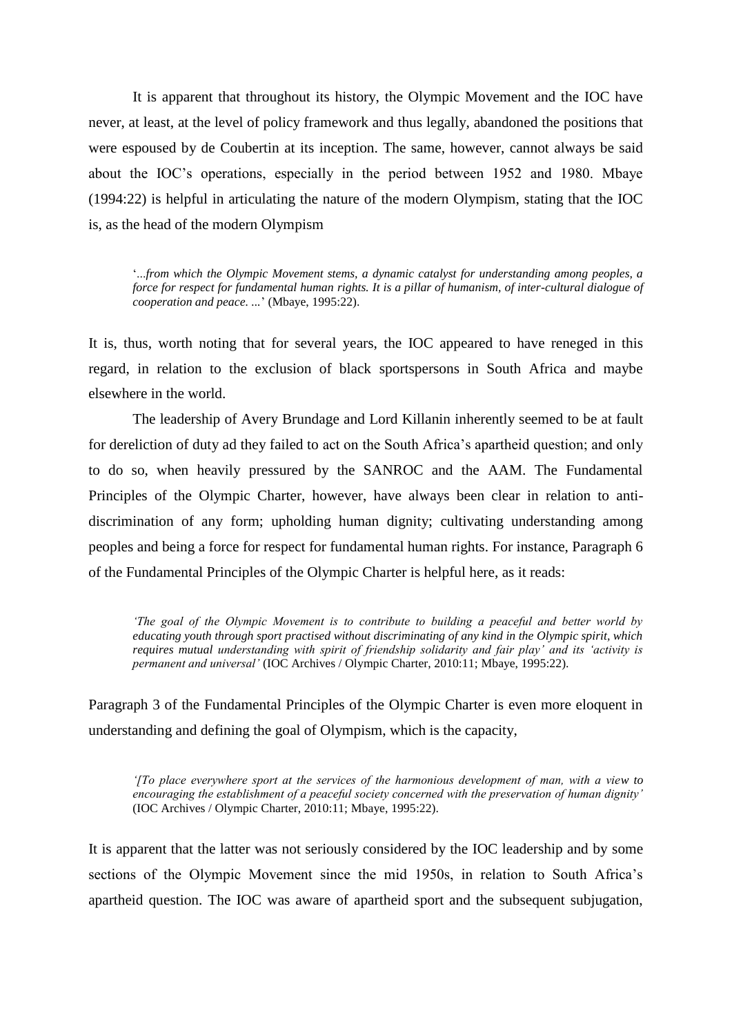It is apparent that throughout its history, the Olympic Movement and the IOC have never, at least, at the level of policy framework and thus legally, abandoned the positions that were espoused by de Coubertin at its inception. The same, however, cannot always be said about the IOC's operations, especially in the period between 1952 and 1980. Mbaye (1994:22) is helpful in articulating the nature of the modern Olympism, stating that the IOC is, as the head of the modern Olympism

> '*...from which the Olympic Movement stems, a dynamic catalyst for understanding among peoples, a force for respect for fundamental human rights. It is a pillar of humanism, of inter-cultural dialogue of cooperation and peace. ...*' (Mbaye, 1995:22).

It is, thus, worth noting that for several years, the IOC appeared to have reneged in this regard, in relation to the exclusion of black sportspersons in South Africa and maybe elsewhere in the world.

The leadership of Avery Brundage and Lord Killanin inherently seemed to be at fault for dereliction of duty ad they failed to act on the South Africa's apartheid question; and only to do so, when heavily pressured by the SANROC and the AAM. The Fundamental Principles of the Olympic Charter, however, have always been clear in relation to anti-discrimination of any form; upholding human dignity; cultivating understanding among peoples and being a force for respect for fundamental human rights. For instance, Paragraph 6 of the Fundamental Principles of the Olympic Charter is helpful here, as it reads:

> *'The goal of the Olympic Movement is to contribute to building a peaceful and better world by educating youth through sport practised without discriminating of any kind in the Olympic spirit, which requires mutual understanding with spirit of friendship solidarity and fair play' and its 'activity is permanent and universal'* (IOC Archives / Olympic Charter, 2010:11; Mbaye, 1995:22).

Paragraph 3 of the Fundamental Principles of the Olympic Charter is even more eloquent in understanding and defining the goal of Olympism, which is the capacity,

> *'[To place everywhere sport at the services of the harmonious development of man, with a view to encouraging the establishment of a peaceful society concerned with the preservation of human dignity'* (IOC Archives / Olympic Charter, 2010:11; Mbaye, 1995:22).

It is apparent that the latter was not seriously considered by the IOC leadership and by some sections of the Olympic Movement since the mid 1950s, in relation to South Africa's apartheid question. The IOC was aware of apartheid sport and the subsequent subjugation,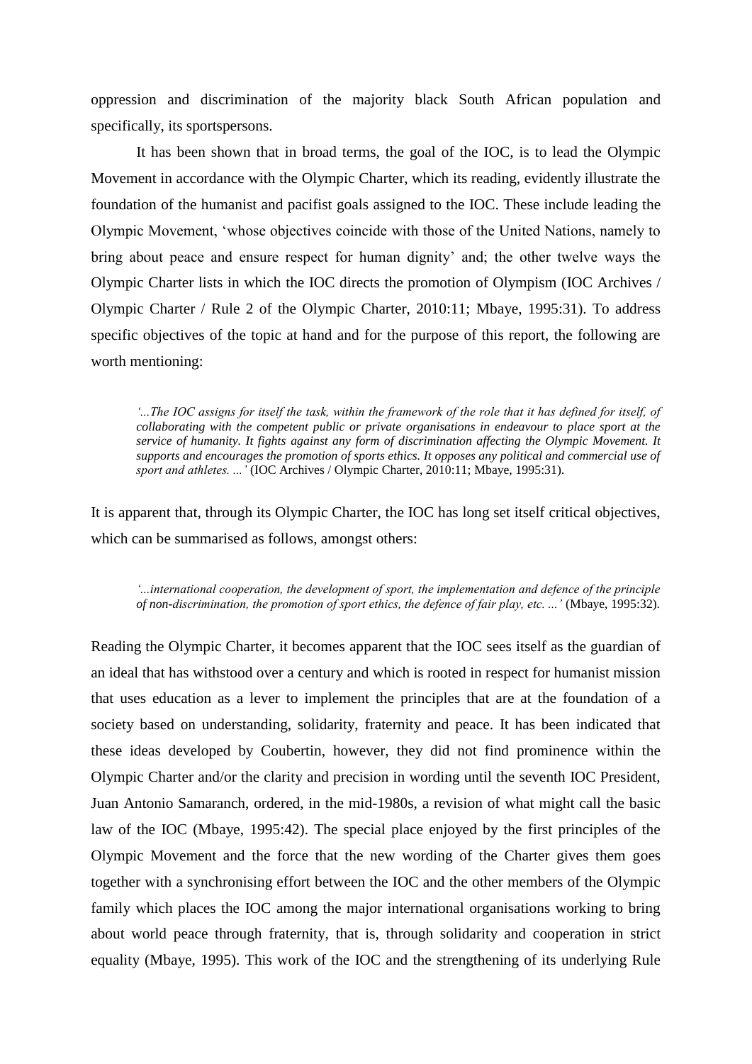oppression and discrimination of the majority black South African population and specifically, its sportspersons.

It has been shown that in broad terms, the goal of the IOC, is to lead the Olympic Movement in accordance with the Olympic Charter, which its reading, evidently illustrate the foundation of the humanist and pacifist goals assigned to the IOC. These include leading the Olympic Movement, 'whose objectives coincide with those of the United Nations, namely to bring about peace and ensure respect for human dignity' and; the other twelve ways the Olympic Charter lists in which the IOC directs the promotion of Olympism (IOC Archives / Olympic Charter / Rule 2 of the Olympic Charter, 2010:11; Mbaye, 1995:31). To address specific objectives of the topic at hand and for the purpose of this report, the following are worth mentioning:

> *'...The IOC assigns for itself the task, within the framework of the role that it has defined for itself, of collaborating with the competent public or private organisations in endeavour to place sport at the service of humanity. It fights against any form of discrimination affecting the Olympic Movement. It supports and encourages the promotion of sports ethics. It opposes any political and commercial use of sport and athletes. ...'* (IOC Archives / Olympic Charter, 2010:11; Mbaye, 1995:31).

It is apparent that, through its Olympic Charter, the IOC has long set itself critical objectives, which can be summarised as follows, amongst others:

> *'...international cooperation, the development of sport, the implementation and defence of the principle of non-discrimination, the promotion of sport ethics, the defence of fair play, etc. ...'* (Mbaye, 1995:32).

Reading the Olympic Charter, it becomes apparent that the IOC sees itself as the guardian of an ideal that has withstood over a century and which is rooted in respect for humanist mission that uses education as a lever to implement the principles that are at the foundation of a society based on understanding, solidarity, fraternity and peace. It has been indicated that these ideas developed by Coubertin, however, they did not find prominence within the Olympic Charter and/or the clarity and precision in wording until the seventh IOC President, Juan Antonio Samaranch, ordered, in the mid-1980s, a revision of what might call the basic law of the IOC (Mbaye, 1995:42). The special place enjoyed by the first principles of the Olympic Movement and the force that the new wording of the Charter gives them goes together with a synchronising effort between the IOC and the other members of the Olympic family which places the IOC among the major international organisations working to bring about world peace through fraternity, that is, through solidarity and cooperation in strict equality (Mbaye, 1995). This work of the IOC and the strengthening of its underlying Rule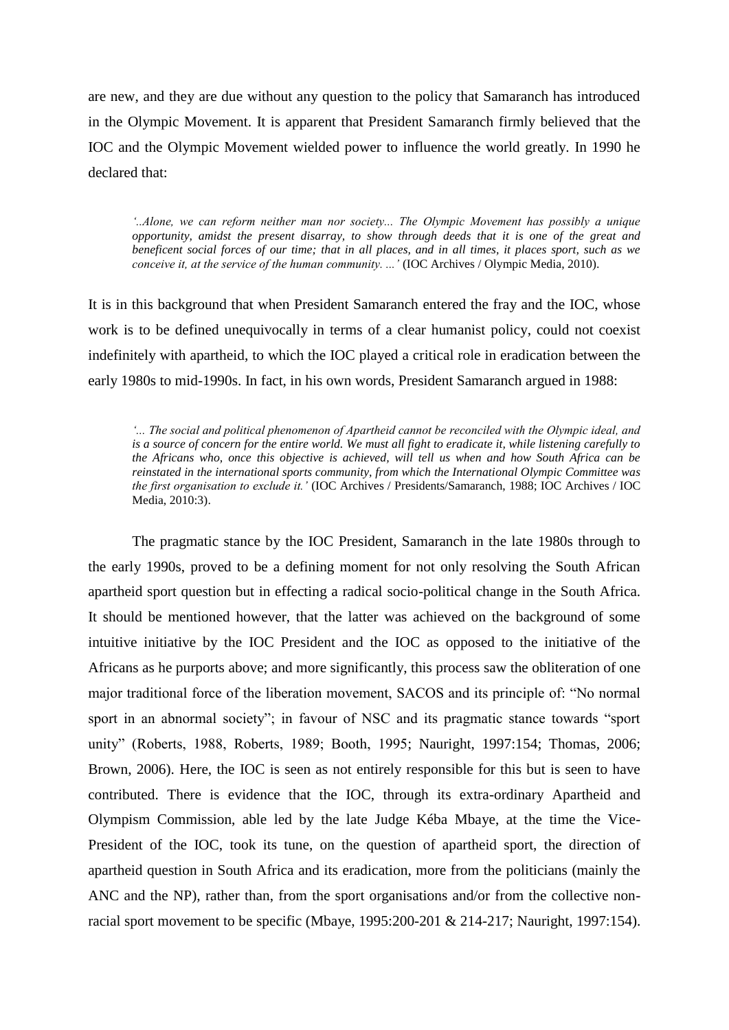are new, and they are due without any question to the policy that Samaranch has introduced in the Olympic Movement. It is apparent that President Samaranch firmly believed that the IOC and the Olympic Movement wielded power to influence the world greatly. In 1990 he declared that:

> *'..Alone, we can reform neither man nor society... The Olympic Movement has possibly a unique opportunity, amidst the present disarray, to show through deeds that it is one of the great and beneficent social forces of our time; that in all places, and in all times, it places sport, such as we conceive it, at the service of the human community. ...'* (IOC Archives / Olympic Media, 2010).

It is in this background that when President Samaranch entered the fray and the IOC, whose work is to be defined unequivocally in terms of a clear humanist policy, could not coexist indefinitely with apartheid, to which the IOC played a critical role in eradication between the early 1980s to mid-1990s. In fact, in his own words, President Samaranch argued in 1988:

> *'... The social and political phenomenon of Apartheid cannot be reconciled with the Olympic ideal, and is a source of concern for the entire world. We must all fight to eradicate it, while listening carefully to the Africans who, once this objective is achieved, will tell us when and how South Africa can be reinstated in the international sports community, from which the International Olympic Committee was the first organisation to exclude it.'* (IOC Archives / Presidents/Samaranch, 1988; IOC Archives / IOC Media, 2010:3).

The pragmatic stance by the IOC President, Samaranch in the late 1980s through to the early 1990s, proved to be a defining moment for not only resolving the South African apartheid sport question but in effecting a radical socio-political change in the South Africa. It should be mentioned however, that the latter was achieved on the background of some intuitive initiative by the IOC President and the IOC as opposed to the initiative of the Africans as he purports above; and more significantly, this process saw the obliteration of one major traditional force of the liberation movement, SACOS and its principle of: "No normal sport in an abnormal society"; in favour of NSC and its pragmatic stance towards "sport unity" (Roberts, 1988, Roberts, 1989; Booth, 1995; Nauright, 1997:154; Thomas, 2006; Brown, 2006). Here, the IOC is seen as not entirely responsible for this but is seen to have contributed. There is evidence that the IOC, through its extra-ordinary Apartheid and Olympism Commission, able led by the late Judge Kéba Mbaye, at the time the Vice-President of the IOC, took its tune, on the question of apartheid sport, the direction of apartheid question in South Africa and its eradication, more from the politicians (mainly the ANC and the NP), rather than, from the sport organisations and/or from the collective non-racial sport movement to be specific (Mbaye, 1995:200-201 & 214-217; Nauright, 1997:154).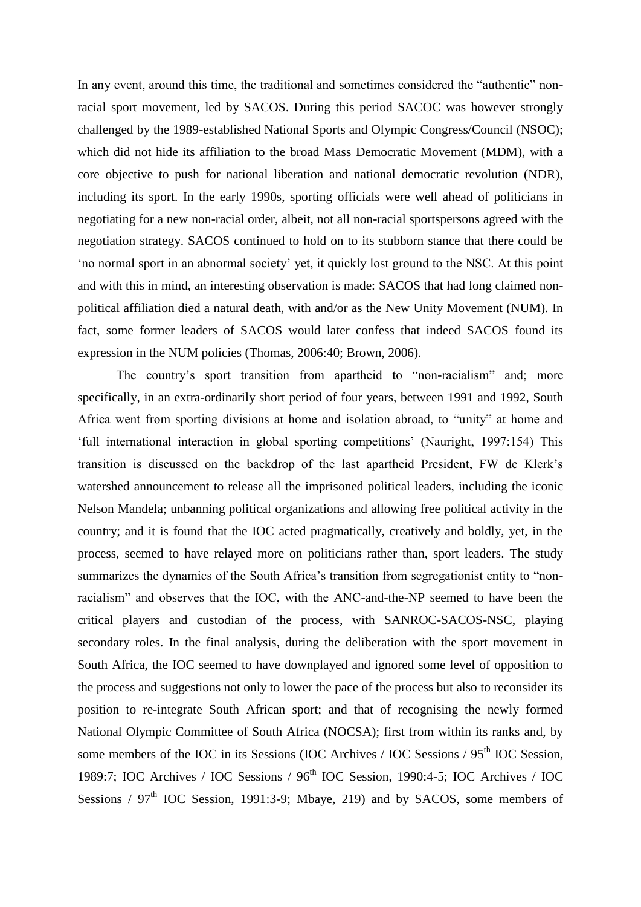In any event, around this time, the traditional and sometimes considered the "authentic" non-racial sport movement, led by SACOS. During this period SACOC was however strongly challenged by the 1989-established National Sports and Olympic Congress/Council (NSOC); which did not hide its affiliation to the broad Mass Democratic Movement (MDM), with a core objective to push for national liberation and national democratic revolution (NDR), including its sport. In the early 1990s, sporting officials were well ahead of politicians in negotiating for a new non-racial order, albeit, not all non-racial sportspersons agreed with the negotiation strategy. SACOS continued to hold on to its stubborn stance that there could be 'no normal sport in an abnormal society' yet, it quickly lost ground to the NSC. At this point and with this in mind, an interesting observation is made: SACOS that had long claimed non-political affiliation died a natural death, with and/or as the New Unity Movement (NUM). In fact, some former leaders of SACOS would later confess that indeed SACOS found its expression in the NUM policies (Thomas, 2006:40; Brown, 2006).

The country's sport transition from apartheid to "non-racialism" and; more specifically, in an extra-ordinarily short period of four years, between 1991 and 1992, South Africa went from sporting divisions at home and isolation abroad, to "unity" at home and 'full international interaction in global sporting competitions' (Nauright, 1997:154) This transition is discussed on the backdrop of the last apartheid President, FW de Klerk's watershed announcement to release all the imprisoned political leaders, including the iconic Nelson Mandela; unbanning political organizations and allowing free political activity in the country; and it is found that the IOC acted pragmatically, creatively and boldly, yet, in the process, seemed to have relayed more on politicians rather than, sport leaders. The study summarizes the dynamics of the South Africa's transition from segregationist entity to "non-racialism" and observes that the IOC, with the ANC-and-the-NP seemed to have been the critical players and custodian of the process, with SANROC-SACOS-NSC, playing secondary roles. In the final analysis, during the deliberation with the sport movement in South Africa, the IOC seemed to have downplayed and ignored some level of opposition to the process and suggestions not only to lower the pace of the process but also to reconsider its position to re-integrate South African sport; and that of recognising the newly formed National Olympic Committee of South Africa (NOCSA); first from within its ranks and, by some members of the IOC in its Sessions (IOC Archives / IOC Sessions / 95th IOC Session, 1989:7; IOC Archives / IOC Sessions / 96th IOC Session, 1990:4-5; IOC Archives / IOC Sessions / 97th IOC Session, 1991:3-9; Mbaye, 219) and by SACOS, some members of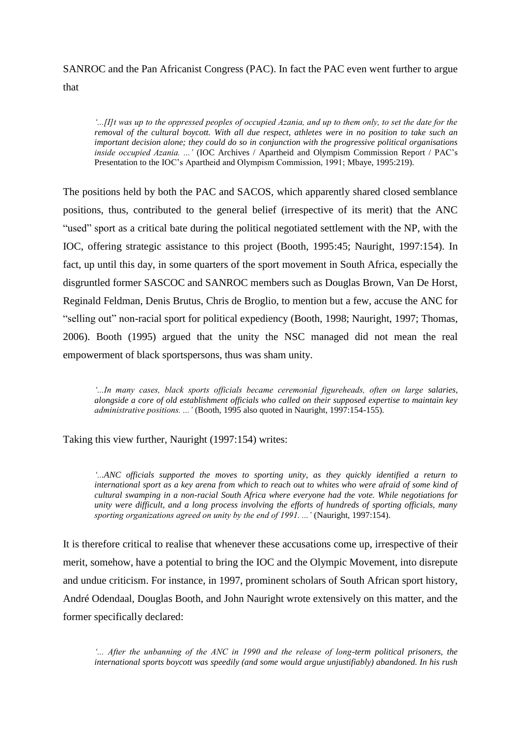SANROC and the Pan Africanist Congress (PAC). In fact the PAC even went further to argue that

> *'...[I]t was up to the oppressed peoples of occupied Azania, and up to them only, to set the date for the removal of the cultural boycott. With all due respect, athletes were in no position to take such an important decision alone; they could do so in conjunction with the progressive political organisations inside occupied Azania. ...'* (IOC Archives / Apartheid and Olympism Commission Report / PAC's Presentation to the IOC's Apartheid and Olympism Commission, 1991; Mbaye, 1995:219).

The positions held by both the PAC and SACOS, which apparently shared closed semblance positions, thus, contributed to the general belief (irrespective of its merit) that the ANC "used" sport as a critical bate during the political negotiated settlement with the NP, with the IOC, offering strategic assistance to this project (Booth, 1995:45; Nauright, 1997:154). In fact, up until this day, in some quarters of the sport movement in South Africa, especially the disgruntled former SASCOC and SANROC members such as Douglas Brown, Van De Horst, Reginald Feldman, Denis Brutus, Chris de Broglio, to mention but a few, accuse the ANC for "selling out" non-racial sport for political expediency (Booth, 1998; Nauright, 1997; Thomas, 2006). Booth (1995) argued that the unity the NSC managed did not mean the real empowerment of black sportspersons, thus was sham unity.

> *'...In many cases, black sports officials became ceremonial figureheads, often on large salaries, alongside a core of old establishment officials who called on their supposed expertise to maintain key administrative positions. ...'* (Booth, 1995 also quoted in Nauright, 1997:154-155).

Taking this view further, Nauright (1997:154) writes:

> *'...ANC officials supported the moves to sporting unity, as they quickly identified a return to international sport as a key arena from which to reach out to whites who were afraid of some kind of cultural swamping in a non-racial South Africa where everyone had the vote. While negotiations for unity were difficult, and a long process involving the efforts of hundreds of sporting officials, many sporting organizations agreed on unity by the end of 1991. ...'* (Nauright, 1997:154).

It is therefore critical to realise that whenever these accusations come up, irrespective of their merit, somehow, have a potential to bring the IOC and the Olympic Movement, into disrepute and undue criticism. For instance, in 1997, prominent scholars of South African sport history, André Odendaal, Douglas Booth, and John Nauright wrote extensively on this matter, and the former specifically declared:

> *'... After the unbanning of the ANC in 1990 and the release of long-term political prisoners, the international sports boycott was speedily (and some would argue unjustifiably) abandoned. In his rush*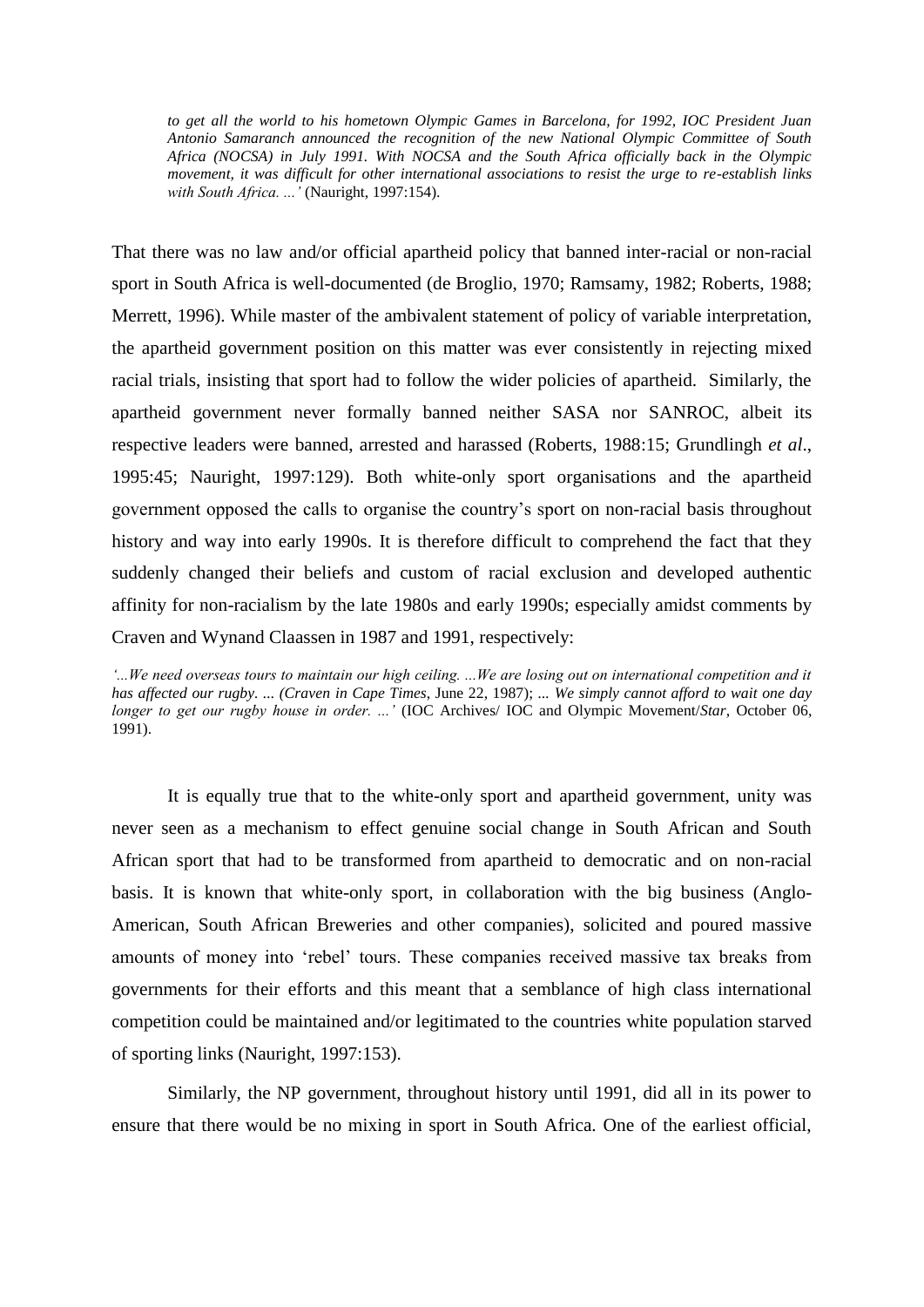*to get all the world to his hometown Olympic Games in Barcelona, for 1992, IOC President Juan Antonio Samaranch announced the recognition of the new National Olympic Committee of South Africa (NOCSA) in July 1991. With NOCSA and the South Africa officially back in the Olympic movement, it was difficult for other international associations to resist the urge to re-establish links with South Africa. ...'* (Nauright, 1997:154).

That there was no law and/or official apartheid policy that banned inter-racial or non-racial sport in South Africa is well-documented (de Broglio, 1970; Ramsamy, 1982; Roberts, 1988; Merrett, 1996). While master of the ambivalent statement of policy of variable interpretation, the apartheid government position on this matter was ever consistently in rejecting mixed racial trials, insisting that sport had to follow the wider policies of apartheid. Similarly, the apartheid government never formally banned neither SASA nor SANROC, albeit its respective leaders were banned, arrested and harassed (Roberts, 1988:15; Grundlingh *et al*., 1995:45; Nauright, 1997:129). Both white-only sport organisations and the apartheid government opposed the calls to organise the country's sport on non-racial basis throughout history and way into early 1990s. It is therefore difficult to comprehend the fact that they suddenly changed their beliefs and custom of racial exclusion and developed authentic affinity for non-racialism by the late 1980s and early 1990s; especially amidst comments by Craven and Wynand Claassen in 1987 and 1991, respectively:

*'...We need overseas tours to maintain our high ceiling. ...We are losing out on international competition and it has affected our rugby. ... (Craven in Cape Times,* June 22, 1987); *... We simply cannot afford to wait one day longer to get our rugby house in order. ...'* (IOC Archives/ IOC and Olympic Movement/*Star*, October 06, 1991).

It is equally true that to the white-only sport and apartheid government, unity was never seen as a mechanism to effect genuine social change in South African and South African sport that had to be transformed from apartheid to democratic and on non-racial basis. It is known that white-only sport, in collaboration with the big business (Anglo-American, South African Breweries and other companies), solicited and poured massive amounts of money into 'rebel' tours. These companies received massive tax breaks from governments for their efforts and this meant that a semblance of high class international competition could be maintained and/or legitimated to the countries white population starved of sporting links (Nauright, 1997:153).

Similarly, the NP government, throughout history until 1991, did all in its power to ensure that there would be no mixing in sport in South Africa. One of the earliest official,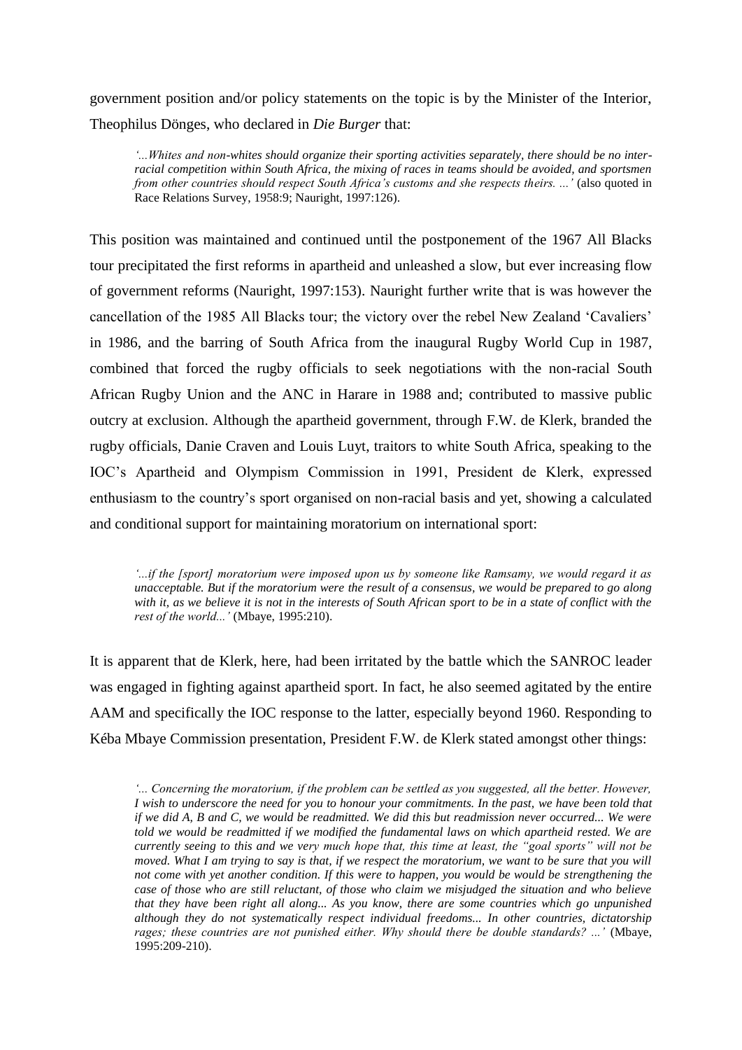government position and/or policy statements on the topic is by the Minister of the Interior, Theophilus Dönges, who declared in *Die Burger* that:

> *'...Whites and non-whites should organize their sporting activities separately, there should be no inter-racial competition within South Africa, the mixing of races in teams should be avoided, and sportsmen from other countries should respect South Africa's customs and she respects theirs. ...'* (also quoted in Race Relations Survey, 1958:9; Nauright, 1997:126).

This position was maintained and continued until the postponement of the 1967 All Blacks tour precipitated the first reforms in apartheid and unleashed a slow, but ever increasing flow of government reforms (Nauright, 1997:153). Nauright further write that is was however the cancellation of the 1985 All Blacks tour; the victory over the rebel New Zealand 'Cavaliers' in 1986, and the barring of South Africa from the inaugural Rugby World Cup in 1987, combined that forced the rugby officials to seek negotiations with the non-racial South African Rugby Union and the ANC in Harare in 1988 and; contributed to massive public outcry at exclusion. Although the apartheid government, through F.W. de Klerk, branded the rugby officials, Danie Craven and Louis Luyt, traitors to white South Africa, speaking to the IOC's Apartheid and Olympism Commission in 1991, President de Klerk, expressed enthusiasm to the country's sport organised on non-racial basis and yet, showing a calculated and conditional support for maintaining moratorium on international sport:

> *'...if the [sport] moratorium were imposed upon us by someone like Ramsamy, we would regard it as unacceptable. But if the moratorium were the result of a consensus, we would be prepared to go along with it, as we believe it is not in the interests of South African sport to be in a state of conflict with the rest of the world...'* (Mbaye, 1995:210).

It is apparent that de Klerk, here, had been irritated by the battle which the SANROC leader was engaged in fighting against apartheid sport. In fact, he also seemed agitated by the entire AAM and specifically the IOC response to the latter, especially beyond 1960. Responding to Kéba Mbaye Commission presentation, President F.W. de Klerk stated amongst other things:

> *'... Concerning the moratorium, if the problem can be settled as you suggested, all the better. However, I wish to underscore the need for you to honour your commitments. In the past, we have been told that if we did A, B and C, we would be readmitted. We did this but readmission never occurred... We were told we would be readmitted if we modified the fundamental laws on which apartheid rested. We are currently seeing to this and we very much hope that, this time at least, the "goal sports" will not be moved. What I am trying to say is that, if we respect the moratorium, we want to be sure that you will not come with yet another condition. If this were to happen, you would be would be strengthening the case of those who are still reluctant, of those who claim we misjudged the situation and who believe that they have been right all along... As you know, there are some countries which go unpunished although they do not systematically respect individual freedoms... In other countries, dictatorship rages; these countries are not punished either. Why should there be double standards? ...'* (Mbaye, 1995:209-210).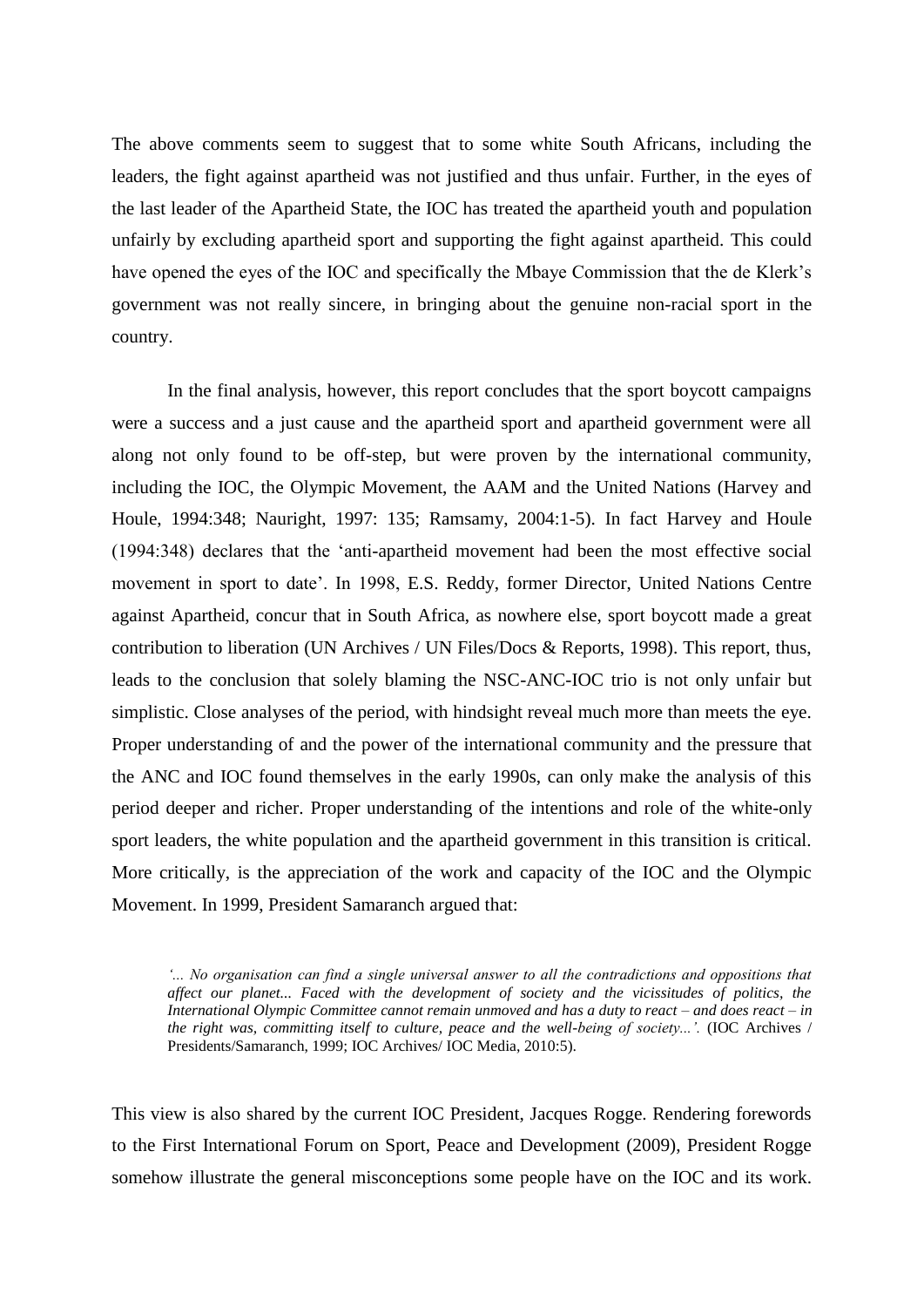The above comments seem to suggest that to some white South Africans, including the leaders, the fight against apartheid was not justified and thus unfair. Further, in the eyes of the last leader of the Apartheid State, the IOC has treated the apartheid youth and population unfairly by excluding apartheid sport and supporting the fight against apartheid. This could have opened the eyes of the IOC and specifically the Mbaye Commission that the de Klerk's government was not really sincere, in bringing about the genuine non-racial sport in the country.

In the final analysis, however, this report concludes that the sport boycott campaigns were a success and a just cause and the apartheid sport and apartheid government were all along not only found to be off-step, but were proven by the international community, including the IOC, the Olympic Movement, the AAM and the United Nations (Harvey and Houle, 1994:348; Nauright, 1997: 135; Ramsamy, 2004:1-5). In fact Harvey and Houle (1994:348) declares that the 'anti-apartheid movement had been the most effective social movement in sport to date'. In 1998, E.S. Reddy, former Director, United Nations Centre against Apartheid, concur that in South Africa, as nowhere else, sport boycott made a great contribution to liberation (UN Archives / UN Files/Docs & Reports, 1998). This report, thus, leads to the conclusion that solely blaming the NSC-ANC-IOC trio is not only unfair but simplistic. Close analyses of the period, with hindsight reveal much more than meets the eye. Proper understanding of and the power of the international community and the pressure that the ANC and IOC found themselves in the early 1990s, can only make the analysis of this period deeper and richer. Proper understanding of the intentions and role of the white-only sport leaders, the white population and the apartheid government in this transition is critical. More critically, is the appreciation of the work and capacity of the IOC and the Olympic Movement. In 1999, President Samaranch argued that:

> *'... No organisation can find a single universal answer to all the contradictions and oppositions that affect our planet... Faced with the development of society and the vicissitudes of politics, the International Olympic Committee cannot remain unmoved and has a duty to react – and does react – in the right was, committing itself to culture, peace and the well-being of society...'.* (IOC Archives / Presidents/Samaranch, 1999; IOC Archives/ IOC Media, 2010:5).

This view is also shared by the current IOC President, Jacques Rogge. Rendering forewords to the First International Forum on Sport, Peace and Development (2009), President Rogge somehow illustrate the general misconceptions some people have on the IOC and its work.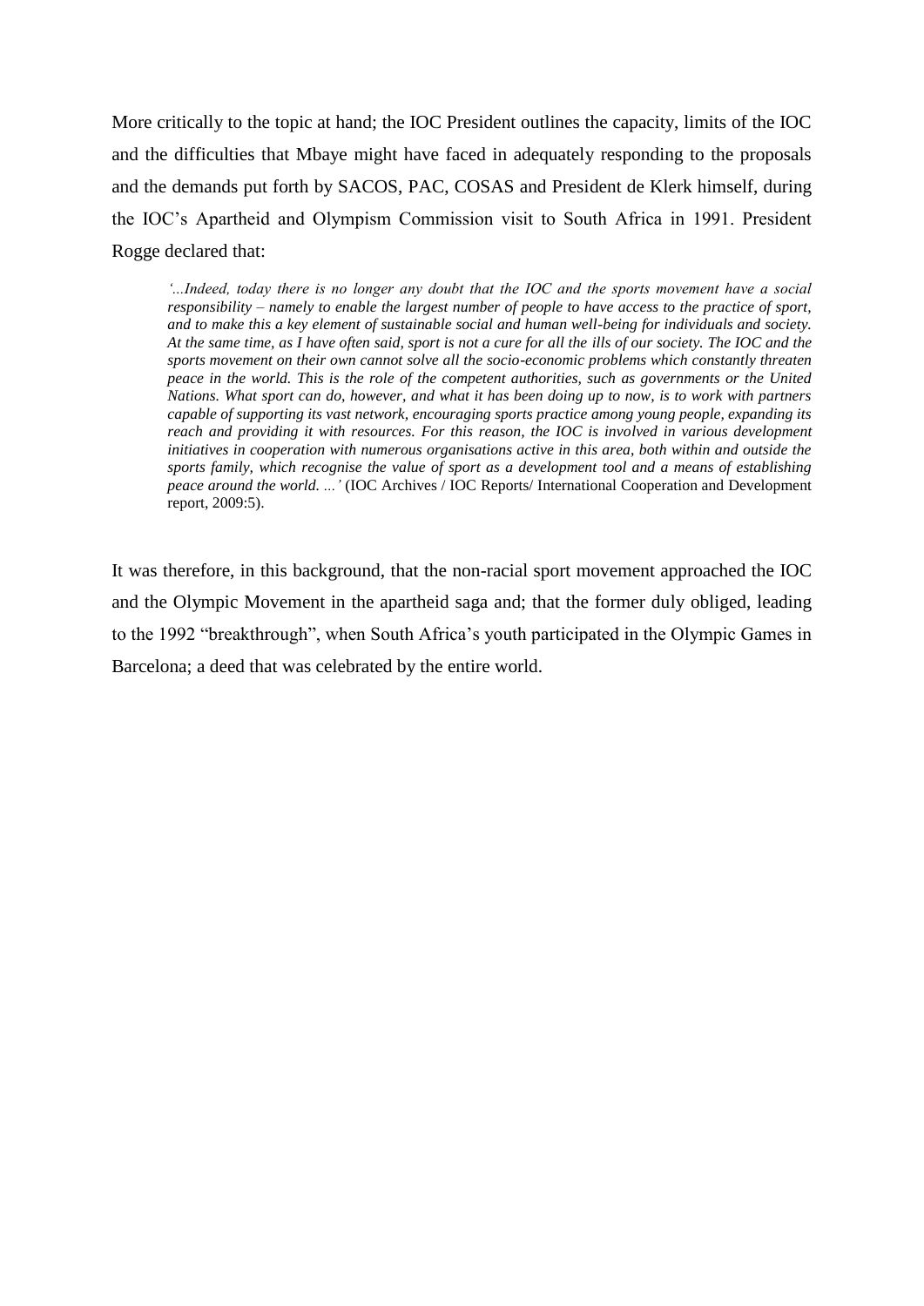More critically to the topic at hand; the IOC President outlines the capacity, limits of the IOC and the difficulties that Mbaye might have faced in adequately responding to the proposals and the demands put forth by SACOS, PAC, COSAS and President de Klerk himself, during the IOC's Apartheid and Olympism Commission visit to South Africa in 1991. President Rogge declared that:

> *'...Indeed, today there is no longer any doubt that the IOC and the sports movement have a social responsibility – namely to enable the largest number of people to have access to the practice of sport, and to make this a key element of sustainable social and human well-being for individuals and society. At the same time, as I have often said, sport is not a cure for all the ills of our society. The IOC and the sports movement on their own cannot solve all the socio-economic problems which constantly threaten peace in the world. This is the role of the competent authorities, such as governments or the United Nations. What sport can do, however, and what it has been doing up to now, is to work with partners capable of supporting its vast network, encouraging sports practice among young people, expanding its reach and providing it with resources. For this reason, the IOC is involved in various development initiatives in cooperation with numerous organisations active in this area, both within and outside the sports family, which recognise the value of sport as a development tool and a means of establishing peace around the world. ...'* (IOC Archives / IOC Reports/ International Cooperation and Development report, 2009:5).

It was therefore, in this background, that the non-racial sport movement approached the IOC and the Olympic Movement in the apartheid saga and; that the former duly obliged, leading to the 1992 "breakthrough", when South Africa's youth participated in the Olympic Games in Barcelona; a deed that was celebrated by the entire world.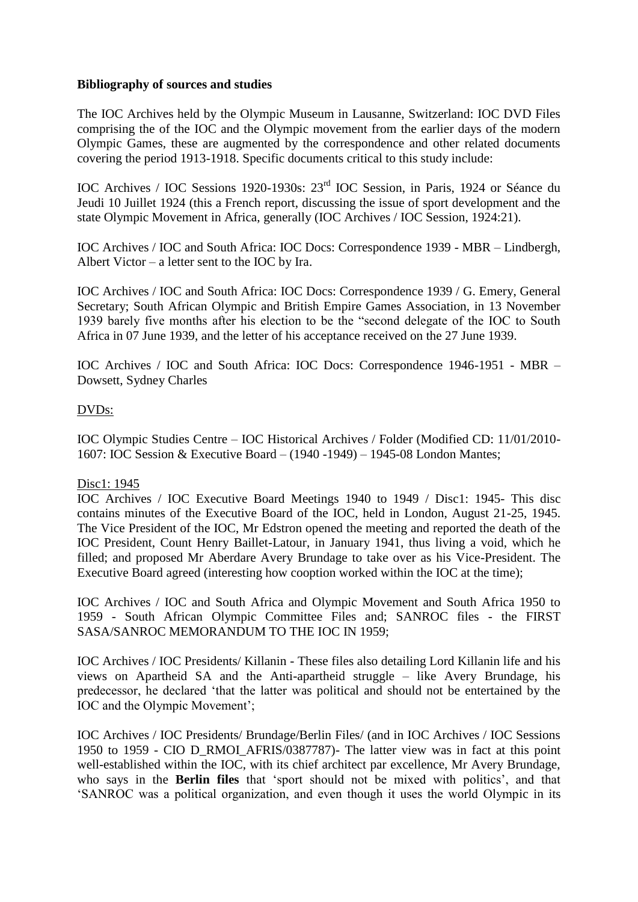**Bibliography of sources and studies**

The IOC Archives held by the Olympic Museum in Lausanne, Switzerland: IOC DVD Files comprising the of the IOC and the Olympic movement from the earlier days of the modern Olympic Games, these are augmented by the correspondence and other related documents covering the period 1913-1918. Specific documents critical to this study include:

IOC Archives / IOC Sessions 1920-1930s: 23rd IOC Session, in Paris, 1924 or Séance du Jeudi 10 Juillet 1924 (this a French report, discussing the issue of sport development and the state Olympic Movement in Africa, generally (IOC Archives / IOC Session, 1924:21).

IOC Archives / IOC and South Africa: IOC Docs: Correspondence 1939 - MBR – Lindbergh, Albert Victor – a letter sent to the IOC by Ira.

IOC Archives / IOC and South Africa: IOC Docs: Correspondence 1939 / G. Emery, General Secretary; South African Olympic and British Empire Games Association, in 13 November 1939 barely five months after his election to be the "second delegate of the IOC to South Africa in 07 June 1939, and the letter of his acceptance received on the 27 June 1939.

IOC Archives / IOC and South Africa: IOC Docs: Correspondence 1946-1951 - MBR – Dowsett, Sydney Charles

DVDs:

IOC Olympic Studies Centre – IOC Historical Archives / Folder (Modified CD: 11/01/2010-1607: IOC Session & Executive Board – (1940 -1949) – 1945-08 London Mantes;

Disc1: 1945

IOC Archives / IOC Executive Board Meetings 1940 to 1949 / Disc1: 1945- This disc contains minutes of the Executive Board of the IOC, held in London, August 21-25, 1945. The Vice President of the IOC, Mr Edstron opened the meeting and reported the death of the IOC President, Count Henry Baillet-Latour, in January 1941, thus living a void, which he filled; and proposed Mr Aberdare Avery Brundage to take over as his Vice-President. The Executive Board agreed (interesting how cooption worked within the IOC at the time);

IOC Archives / IOC and South Africa and Olympic Movement and South Africa 1950 to 1959 - South African Olympic Committee Files and; SANROC files - the FIRST SASA/SANROC MEMORANDUM TO THE IOC IN 1959;

IOC Archives / IOC Presidents/ Killanin - These files also detailing Lord Killanin life and his views on Apartheid SA and the Anti-apartheid struggle – like Avery Brundage, his predecessor, he declared 'that the latter was political and should not be entertained by the IOC and the Olympic Movement';

IOC Archives / IOC Presidents/ Brundage/Berlin Files/ (and in IOC Archives / IOC Sessions 1950 to 1959 - CIO D_RMOI_AFRIS/0387787)- The latter view was in fact at this point well-established within the IOC, with its chief architect par excellence, Mr Avery Brundage, who says in the **Berlin files** that 'sport should not be mixed with politics', and that 'SANROC was a political organization, and even though it uses the world Olympic in its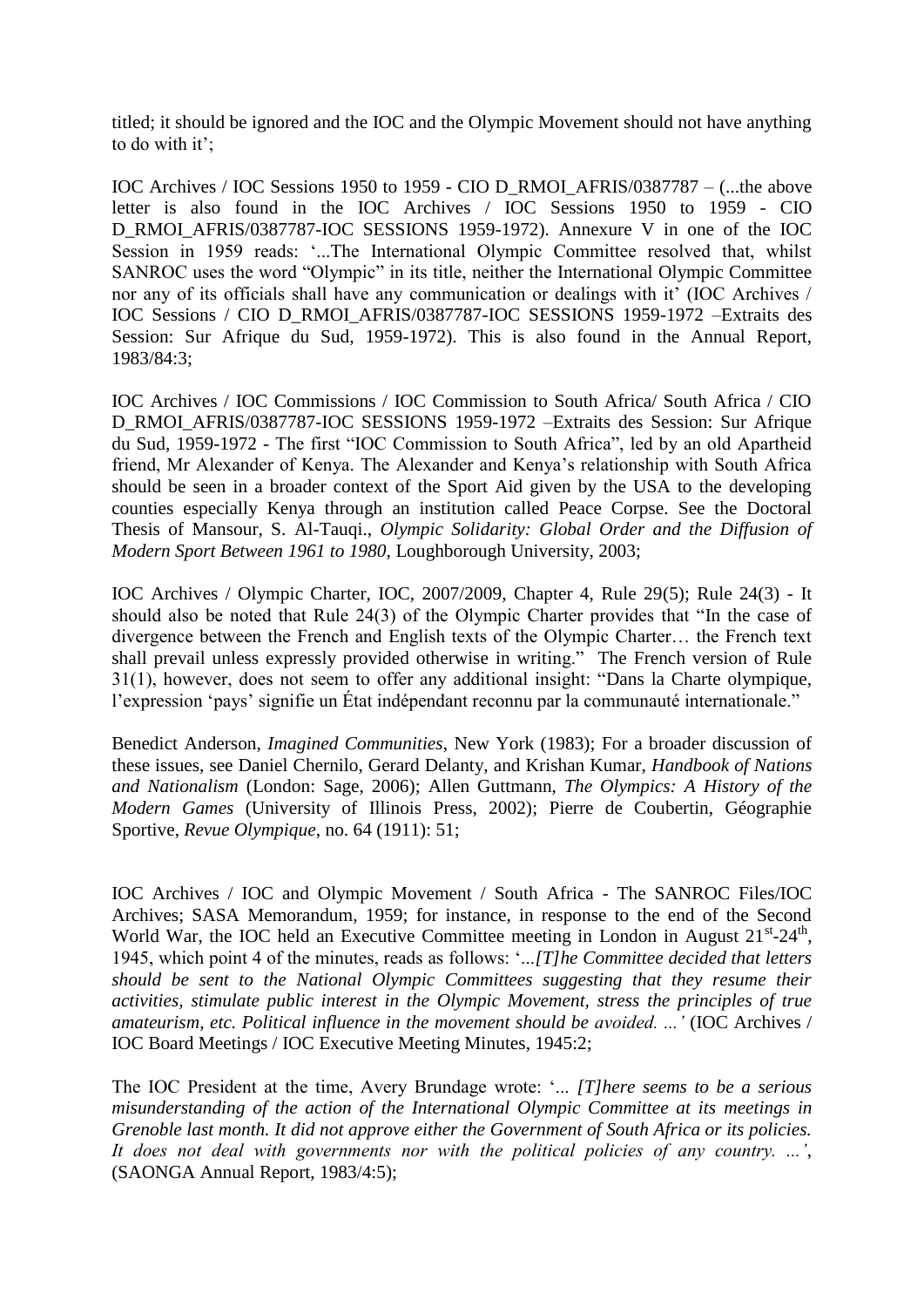titled; it should be ignored and the IOC and the Olympic Movement should not have anything to do with it';

IOC Archives / IOC Sessions 1950 to 1959 - CIO D_RMOI_AFRIS/0387787 – (...the above letter is also found in the IOC Archives / IOC Sessions 1950 to 1959 - CIO D_RMOI_AFRIS/0387787-IOC SESSIONS 1959-1972). Annexure V in one of the IOC Session in 1959 reads: '...The International Olympic Committee resolved that, whilst SANROC uses the word "Olympic" in its title, neither the International Olympic Committee nor any of its officials shall have any communication or dealings with it' (IOC Archives / IOC Sessions / CIO D_RMOI_AFRIS/0387787-IOC SESSIONS 1959-1972 –Extraits des Session: Sur Afrique du Sud, 1959-1972). This is also found in the Annual Report, 1983/84:3;

IOC Archives / IOC Commissions / IOC Commission to South Africa/ South Africa / CIO D_RMOI_AFRIS/0387787-IOC SESSIONS 1959-1972 –Extraits des Session: Sur Afrique du Sud, 1959-1972 - The first "IOC Commission to South Africa", led by an old Apartheid friend, Mr Alexander of Kenya. The Alexander and Kenya's relationship with South Africa should be seen in a broader context of the Sport Aid given by the USA to the developing counties especially Kenya through an institution called Peace Corpse. See the Doctoral Thesis of Mansour, S. Al-Tauqi., *Olympic Solidarity: Global Order and the Diffusion of Modern Sport Between 1961 to 1980*, Loughborough University, 2003;

IOC Archives / Olympic Charter, IOC, 2007/2009, Chapter 4, Rule 29(5); Rule 24(3) - It should also be noted that Rule 24(3) of the Olympic Charter provides that "In the case of divergence between the French and English texts of the Olympic Charter… the French text shall prevail unless expressly provided otherwise in writing." The French version of Rule 31(1), however, does not seem to offer any additional insight: "Dans la Charte olympique, l'expression 'pays' signifie un État indépendant reconnu par la communauté internationale."

Benedict Anderson, *Imagined Communities*, New York (1983); For a broader discussion of these issues, see Daniel Chernilo, Gerard Delanty, and Krishan Kumar, *Handbook of Nations and Nationalism* (London: Sage, 2006); Allen Guttmann, *The Olympics: A History of the Modern Games* (University of Illinois Press, 2002); Pierre de Coubertin, Géographie Sportive, *Revue Olympique*, no. 64 (1911): 51;

IOC Archives / IOC and Olympic Movement / South Africa - The SANROC Files/IOC Archives; SASA Memorandum, 1959; for instance, in response to the end of the Second World War, the IOC held an Executive Committee meeting in London in August 21st-24th, 1945, which point 4 of the minutes, reads as follows: '*...[T]he Committee decided that letters should be sent to the National Olympic Committees suggesting that they resume their activities, stimulate public interest in the Olympic Movement, stress the principles of true amateurism, etc. Political influence in the movement should be avoided. ...*' (IOC Archives / IOC Board Meetings / IOC Executive Meeting Minutes, 1945:2;

The IOC President at the time, Avery Brundage wrote: '*... [T]here seems to be a serious misunderstanding of the action of the International Olympic Committee at its meetings in Grenoble last month. It did not approve either the Government of South Africa or its policies. It does not deal with governments nor with the political policies of any country. ...*', (SAONGA Annual Report, 1983/4:5);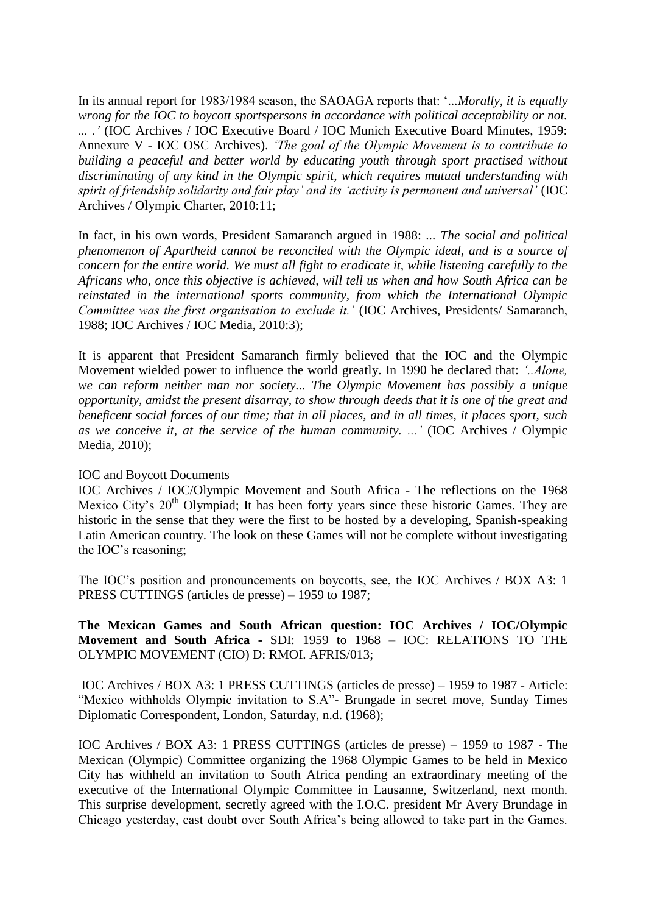In its annual report for 1983/1984 season, the SAOAGA reports that: '...*Morally, it is equally wrong for the IOC to boycott sportspersons in accordance with political acceptability or not. ... .'* (IOC Archives / IOC Executive Board / IOC Munich Executive Board Minutes, 1959: Annexure V - IOC OSC Archives). *'The goal of the Olympic Movement is to contribute to building a peaceful and better world by educating youth through sport practised without discriminating of any kind in the Olympic spirit, which requires mutual understanding with spirit of friendship solidarity and fair play'* and its *'activity is permanent and universal'* (IOC Archives / Olympic Charter, 2010:11;

In fact, in his own words, President Samaranch argued in 1988: ... *The social and political phenomenon of Apartheid cannot be reconciled with the Olympic ideal, and is a source of concern for the entire world. We must all fight to eradicate it, while listening carefully to the Africans who, once this objective is achieved, will tell us when and how South Africa can be reinstated in the international sports community, from which the International Olympic Committee was the first organisation to exclude it.'* (IOC Archives, Presidents/ Samaranch, 1988; IOC Archives / IOC Media, 2010:3);

It is apparent that President Samaranch firmly believed that the IOC and the Olympic Movement wielded power to influence the world greatly. In 1990 he declared that: *'..Alone, we can reform neither man nor society... The Olympic Movement has possibly a unique opportunity, amidst the present disarray, to show through deeds that it is one of the great and beneficent social forces of our time; that in all places, and in all times, it places sport, such as we conceive it, at the service of the human community. ...'* (IOC Archives / Olympic Media, 2010);

<u>IOC and Boycott Documents</u>

IOC Archives / IOC/Olympic Movement and South Africa - The reflections on the 1968 Mexico City's 20th Olympiad; It has been forty years since these historic Games. They are historic in the sense that they were the first to be hosted by a developing, Spanish-speaking Latin American country. The look on these Games will not be complete without investigating the IOC's reasoning;

The IOC's position and pronouncements on boycotts, see, the IOC Archives / BOX A3: 1 PRESS CUTTINGS (articles de presse) – 1959 to 1987;

**The Mexican Games and South African question: IOC Archives / IOC/Olympic Movement and South Africa -** SDI: 1959 to 1968 – IOC: RELATIONS TO THE OLYMPIC MOVEMENT (CIO) D: RMOI. AFRIS/013;

IOC Archives / BOX A3: 1 PRESS CUTTINGS (articles de presse) – 1959 to 1987 - Article: "Mexico withholds Olympic invitation to S.A"- Brungade in secret move, Sunday Times Diplomatic Correspondent, London, Saturday, n.d. (1968);

IOC Archives / BOX A3: 1 PRESS CUTTINGS (articles de presse) – 1959 to 1987 - The Mexican (Olympic) Committee organizing the 1968 Olympic Games to be held in Mexico City has withheld an invitation to South Africa pending an extraordinary meeting of the executive of the International Olympic Committee in Lausanne, Switzerland, next month. This surprise development, secretly agreed with the I.O.C. president Mr Avery Brundage in Chicago yesterday, cast doubt over South Africa's being allowed to take part in the Games.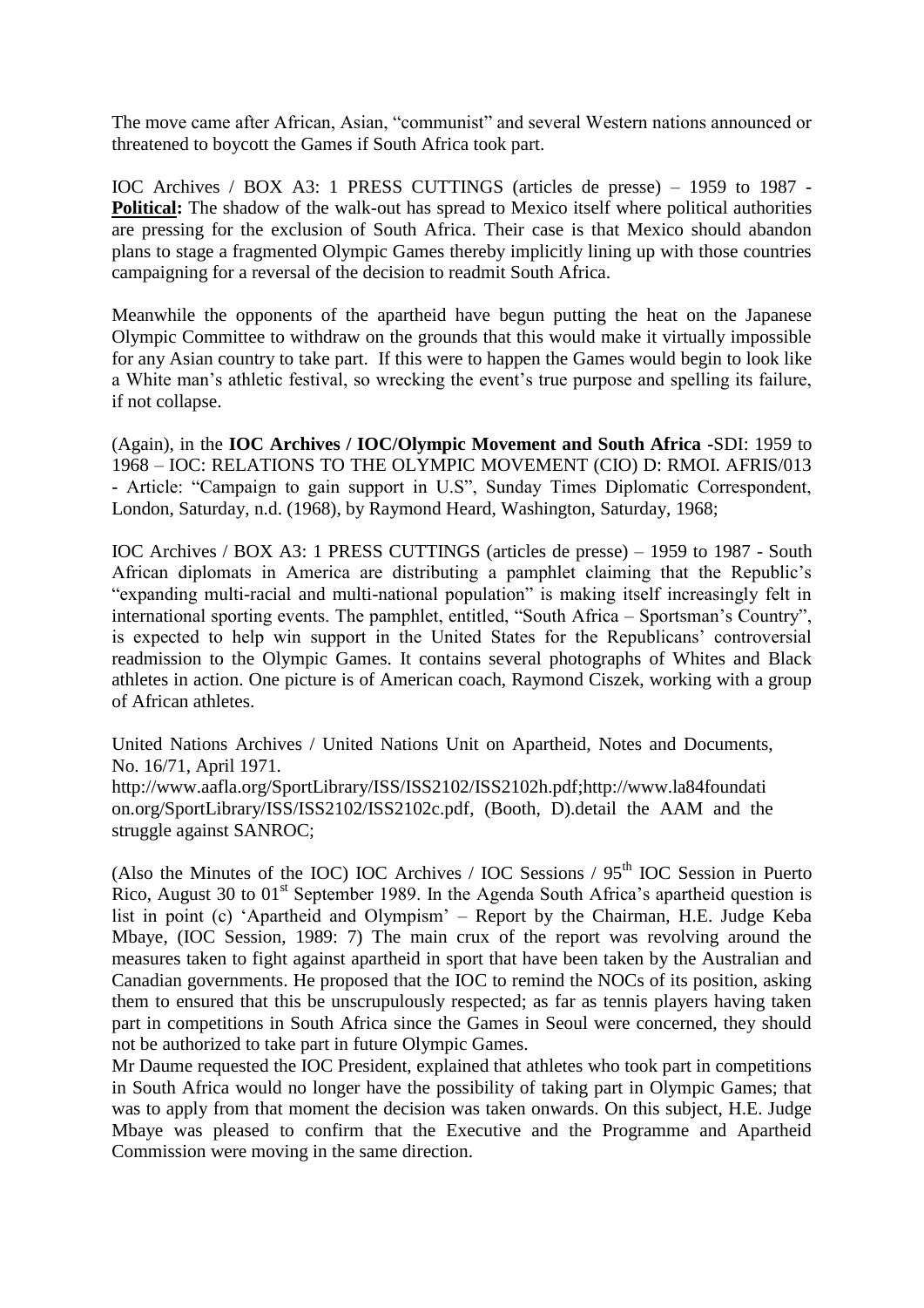The move came after African, Asian, "communist" and several Western nations announced or threatened to boycott the Games if South Africa took part.

IOC Archives / BOX A3: 1 PRESS CUTTINGS (articles de presse) – 1959 to 1987 - **Political:** The shadow of the walk-out has spread to Mexico itself where political authorities are pressing for the exclusion of South Africa. Their case is that Mexico should abandon plans to stage a fragmented Olympic Games thereby implicitly lining up with those countries campaigning for a reversal of the decision to readmit South Africa.

Meanwhile the opponents of the apartheid have begun putting the heat on the Japanese Olympic Committee to withdraw on the grounds that this would make it virtually impossible for any Asian country to take part. If this were to happen the Games would begin to look like a White man's athletic festival, so wrecking the event's true purpose and spelling its failure, if not collapse.

(Again), in the **IOC Archives / IOC/Olympic Movement and South Africa** -SDI: 1959 to 1968 – IOC: RELATIONS TO THE OLYMPIC MOVEMENT (CIO) D: RMOI. AFRIS/013 - Article: "Campaign to gain support in U.S", Sunday Times Diplomatic Correspondent, London, Saturday, n.d. (1968), by Raymond Heard, Washington, Saturday, 1968;

IOC Archives / BOX A3: 1 PRESS CUTTINGS (articles de presse) – 1959 to 1987 - South African diplomats in America are distributing a pamphlet claiming that the Republic's "expanding multi-racial and multi-national population" is making itself increasingly felt in international sporting events. The pamphlet, entitled, "South Africa – Sportsman's Country", is expected to help win support in the United States for the Republicans' controversial readmission to the Olympic Games. It contains several photographs of Whites and Black athletes in action. One picture is of American coach, Raymond Ciszek, working with a group of African athletes.

United Nations Archives / United Nations Unit on Apartheid, Notes and Documents, No. 16/71, April 1971.
http://www.aafla.org/SportLibrary/ISS/ISS2102/ISS2102h.pdf;http://www.la84foundation.org/SportLibrary/ISS/ISS2102/ISS2102c.pdf, (Booth, D).detail the AAM and the struggle against SANROC;

(Also the Minutes of the IOC) IOC Archives / IOC Sessions / 95th IOC Session in Puerto Rico, August 30 to 01st September 1989. In the Agenda South Africa's apartheid question is list in point (c) 'Apartheid and Olympism' – Report by the Chairman, H.E. Judge Keba Mbaye, (IOC Session, 1989: 7) The main crux of the report was revolving around the measures taken to fight against apartheid in sport that have been taken by the Australian and Canadian governments. He proposed that the IOC to remind the NOCs of its position, asking them to ensured that this be unscrupulously respected; as far as tennis players having taken part in competitions in South Africa since the Games in Seoul were concerned, they should not be authorized to take part in future Olympic Games.
Mr Daume requested the IOC President, explained that athletes who took part in competitions in South Africa would no longer have the possibility of taking part in Olympic Games; that was to apply from that moment the decision was taken onwards. On this subject, H.E. Judge Mbaye was pleased to confirm that the Executive and the Programme and Apartheid Commission were moving in the same direction.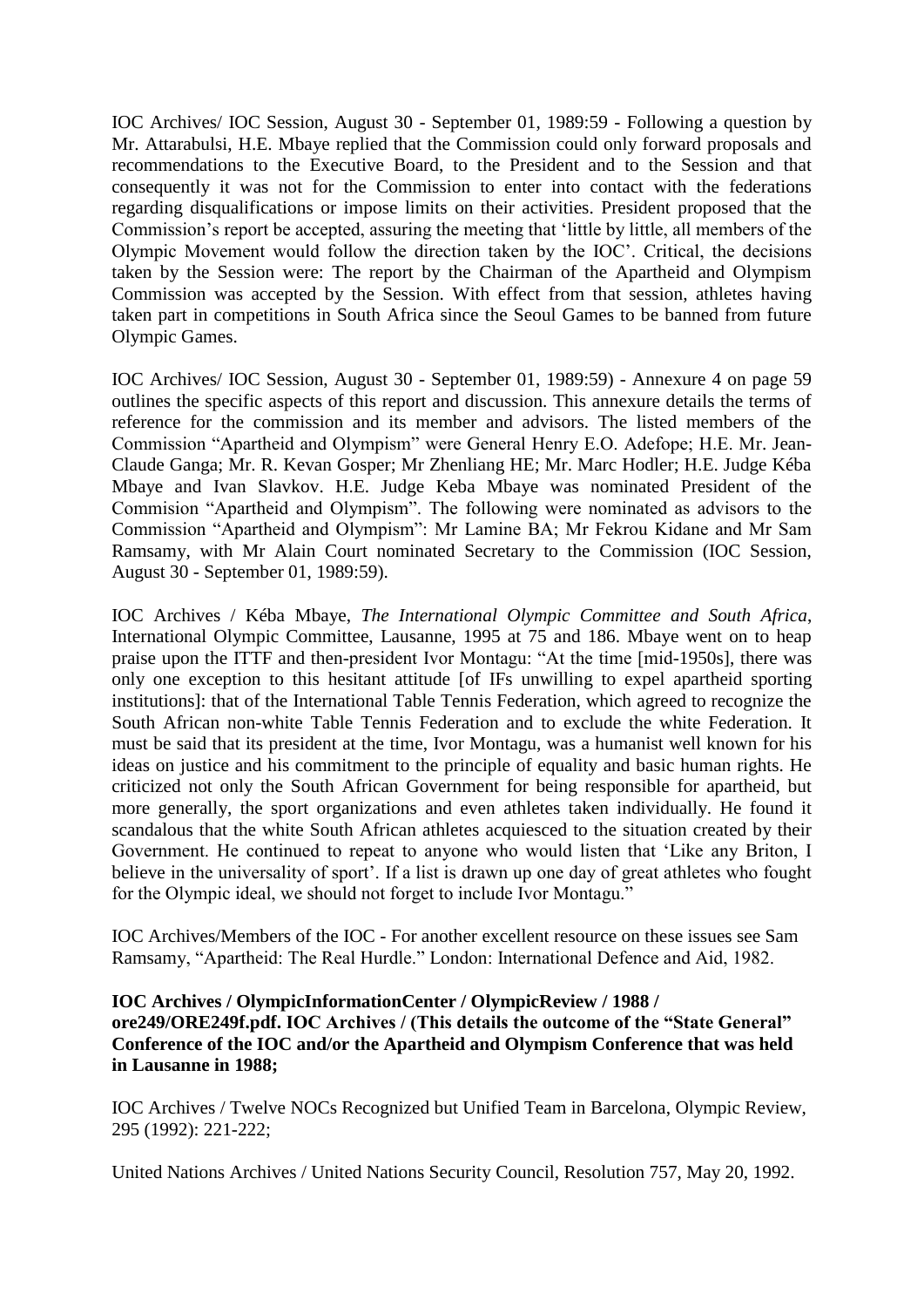IOC Archives/ IOC Session, August 30 - September 01, 1989:59 - Following a question by Mr. Attarabulsi, H.E. Mbaye replied that the Commission could only forward proposals and recommendations to the Executive Board, to the President and to the Session and that consequently it was not for the Commission to enter into contact with the federations regarding disqualifications or impose limits on their activities. President proposed that the Commission's report be accepted, assuring the meeting that 'little by little, all members of the Olympic Movement would follow the direction taken by the IOC'. Critical, the decisions taken by the Session were: The report by the Chairman of the Apartheid and Olympism Commission was accepted by the Session. With effect from that session, athletes having taken part in competitions in South Africa since the Seoul Games to be banned from future Olympic Games.

IOC Archives/ IOC Session, August 30 - September 01, 1989:59) - Annexure 4 on page 59 outlines the specific aspects of this report and discussion. This annexure details the terms of reference for the commission and its member and advisors. The listed members of the Commission "Apartheid and Olympism" were General Henry E.O. Adefope; H.E. Mr. Jean-Claude Ganga; Mr. R. Kevan Gosper; Mr Zhenliang HE; Mr. Marc Hodler; H.E. Judge Kéba Mbaye and Ivan Slavkov. H.E. Judge Keba Mbaye was nominated President of the Commision "Apartheid and Olympism". The following were nominated as advisors to the Commission "Apartheid and Olympism": Mr Lamine BA; Mr Fekrou Kidane and Mr Sam Ramsamy, with Mr Alain Court nominated Secretary to the Commission (IOC Session, August 30 - September 01, 1989:59).

IOC Archives / Kéba Mbaye, *The International Olympic Committee and South Africa*, International Olympic Committee, Lausanne, 1995 at 75 and 186. Mbaye went on to heap praise upon the ITTF and then-president Ivor Montagu: "At the time [mid-1950s], there was only one exception to this hesitant attitude [of IFs unwilling to expel apartheid sporting institutions]: that of the International Table Tennis Federation, which agreed to recognize the South African non-white Table Tennis Federation and to exclude the white Federation. It must be said that its president at the time, Ivor Montagu, was a humanist well known for his ideas on justice and his commitment to the principle of equality and basic human rights. He criticized not only the South African Government for being responsible for apartheid, but more generally, the sport organizations and even athletes taken individually. He found it scandalous that the white South African athletes acquiesced to the situation created by their Government. He continued to repeat to anyone who would listen that 'Like any Briton, I believe in the universality of sport'. If a list is drawn up one day of great athletes who fought for the Olympic ideal, we should not forget to include Ivor Montagu."

IOC Archives/Members of the IOC - For another excellent resource on these issues see Sam Ramsamy, "Apartheid: The Real Hurdle." London: International Defence and Aid, 1982.

**IOC Archives / OlympicInformationCenter / OlympicReview / 1988 / ore249/ORE249f.pdf. IOC Archives / (This details the outcome of the "State General" Conference of the IOC and/or the Apartheid and Olympism Conference that was held in Lausanne in 1988;**

IOC Archives / Twelve NOCs Recognized but Unified Team in Barcelona, Olympic Review, 295 (1992): 221-222;

United Nations Archives / United Nations Security Council, Resolution 757, May 20, 1992.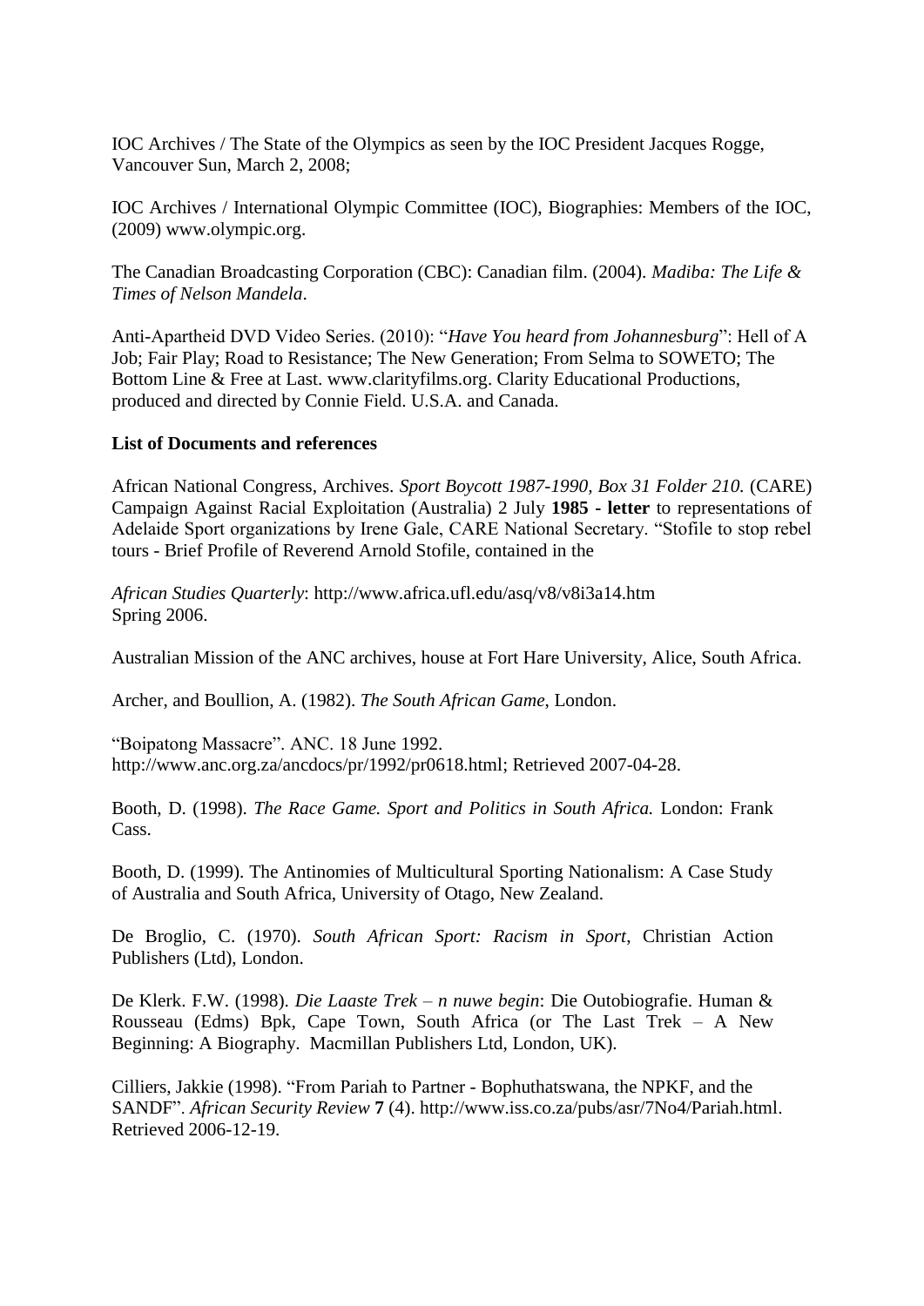IOC Archives / The State of the Olympics as seen by the IOC President Jacques Rogge, Vancouver Sun, March 2, 2008;

IOC Archives / International Olympic Committee (IOC), Biographies: Members of the IOC, (2009) www.olympic.org.

The Canadian Broadcasting Corporation (CBC): Canadian film. (2004). *Madiba: The Life & Times of Nelson Mandela*.

Anti-Apartheid DVD Video Series. (2010): "*Have You heard from Johannesburg*": Hell of A Job; Fair Play; Road to Resistance; The New Generation; From Selma to SOWETO; The Bottom Line & Free at Last. www.clarityfilms.org. Clarity Educational Productions, produced and directed by Connie Field. U.S.A. and Canada.

**List of Documents and references**

African National Congress, Archives. *Sport Boycott 1987-1990, Box 31 Folder 210.* (CARE) Campaign Against Racial Exploitation (Australia) 2 July **1985 - letter** to representations of Adelaide Sport organizations by Irene Gale, CARE National Secretary. "Stofile to stop rebel tours - Brief Profile of Reverend Arnold Stofile, contained in the

*African Studies Quarterly*: http://www.africa.ufl.edu/asq/v8/v8i3a14.htm Spring 2006.

Australian Mission of the ANC archives, house at Fort Hare University, Alice, South Africa.

Archer, and Boullion, A. (1982). *The South African Game*, London.

"Boipatong Massacre". ANC. 18 June 1992. http://www.anc.org.za/ancdocs/pr/1992/pr0618.html; Retrieved 2007-04-28.

Booth, D. (1998). *The Race Game. Sport and Politics in South Africa.* London: Frank Cass.

Booth, D. (1999). The Antinomies of Multicultural Sporting Nationalism: A Case Study of Australia and South Africa, University of Otago, New Zealand.

De Broglio, C. (1970). *South African Sport: Racism in Sport*, Christian Action Publishers (Ltd), London.

De Klerk. F.W. (1998). *Die Laaste Trek – n nuwe begin*: Die Outobiografie. Human & Rousseau (Edms) Bpk, Cape Town, South Africa (or The Last Trek – A New Beginning: A Biography. Macmillan Publishers Ltd, London, UK).

Cilliers, Jakkie (1998). "From Pariah to Partner - Bophuthatswana, the NPKF, and the SANDF". *African Security Review* **7** (4). http://www.iss.co.za/pubs/asr/7No4/Pariah.html. Retrieved 2006-12-19.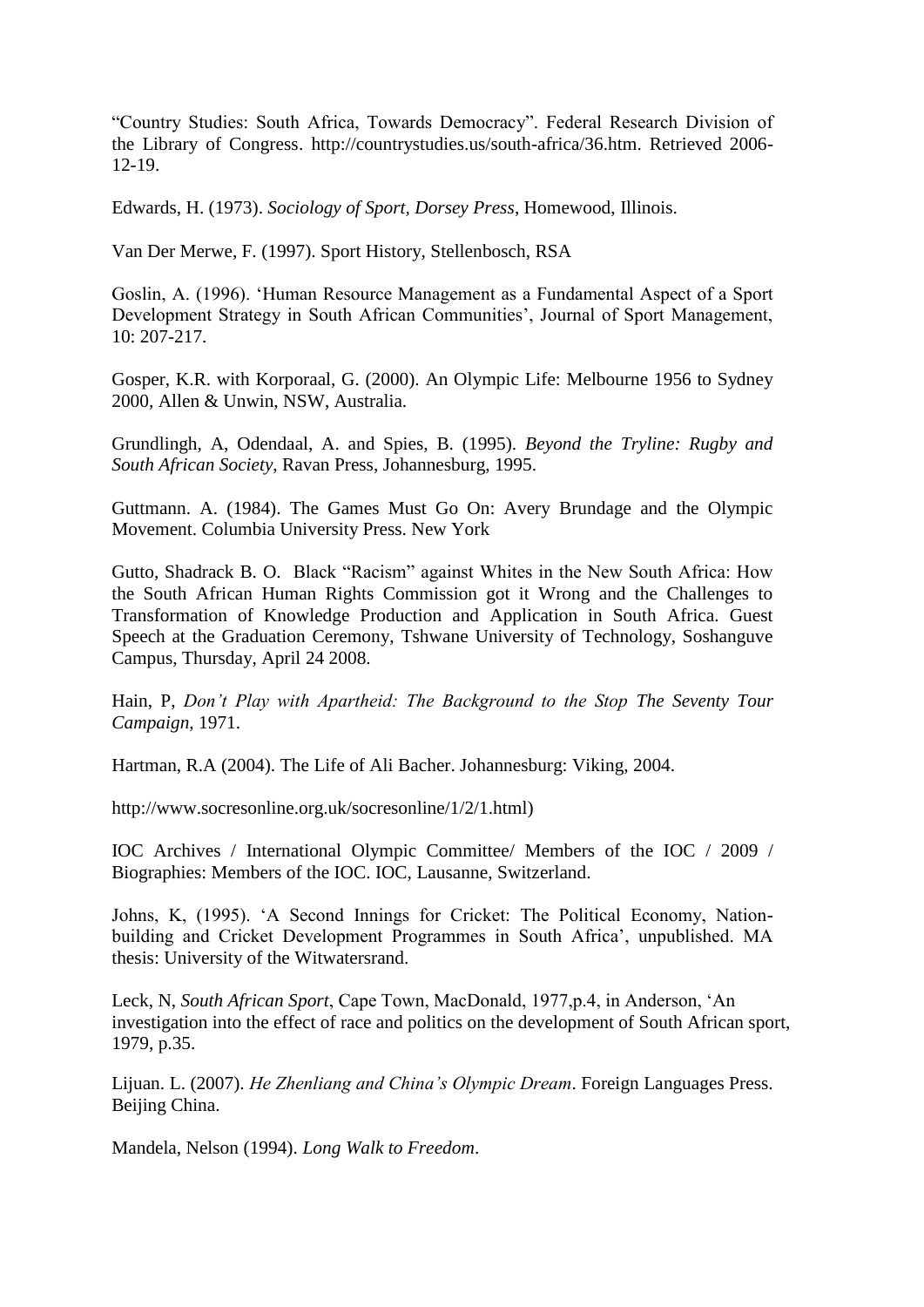"Country Studies: South Africa, Towards Democracy". Federal Research Division of the Library of Congress. http://countrystudies.us/south-africa/36.htm. Retrieved 2006-12-19.

Edwards, H. (1973). *Sociology of Sport, Dorsey Press*, Homewood, Illinois.

Van Der Merwe, F. (1997). Sport History, Stellenbosch, RSA

Goslin, A. (1996). 'Human Resource Management as a Fundamental Aspect of a Sport Development Strategy in South African Communities', Journal of Sport Management, 10: 207-217.

Gosper, K.R. with Korporaal, G. (2000). An Olympic Life: Melbourne 1956 to Sydney 2000, Allen & Unwin, NSW, Australia.

Grundlingh, A, Odendaal, A. and Spies, B. (1995). *Beyond the Tryline: Rugby and South African Society*, Ravan Press, Johannesburg, 1995.

Guttmann. A. (1984). The Games Must Go On: Avery Brundage and the Olympic Movement. Columbia University Press. New York

Gutto, Shadrack B. O. Black "Racism" against Whites in the New South Africa: How the South African Human Rights Commission got it Wrong and the Challenges to Transformation of Knowledge Production and Application in South Africa. Guest Speech at the Graduation Ceremony, Tshwane University of Technology, Soshanguve Campus, Thursday, April 24 2008.

Hain, P, *Don't Play with Apartheid: The Background to the Stop The Seventy Tour Campaign*, 1971.

Hartman, R.A (2004). The Life of Ali Bacher. Johannesburg: Viking, 2004.

http://www.socresonline.org.uk/socresonline/1/2/1.html)

IOC Archives / International Olympic Committee/ Members of the IOC / 2009 / Biographies: Members of the IOC. IOC, Lausanne, Switzerland.

Johns, K, (1995). 'A Second Innings for Cricket: The Political Economy, Nation-building and Cricket Development Programmes in South Africa', unpublished. MA thesis: University of the Witwatersrand.

Leck, N, *South African Sport*, Cape Town, MacDonald, 1977,p.4, in Anderson, 'An investigation into the effect of race and politics on the development of South African sport, 1979, p.35.

Lijuan. L. (2007). *He Zhenliang and China's Olympic Dream*. Foreign Languages Press. Beijing China.

Mandela, Nelson (1994). *Long Walk to Freedom*.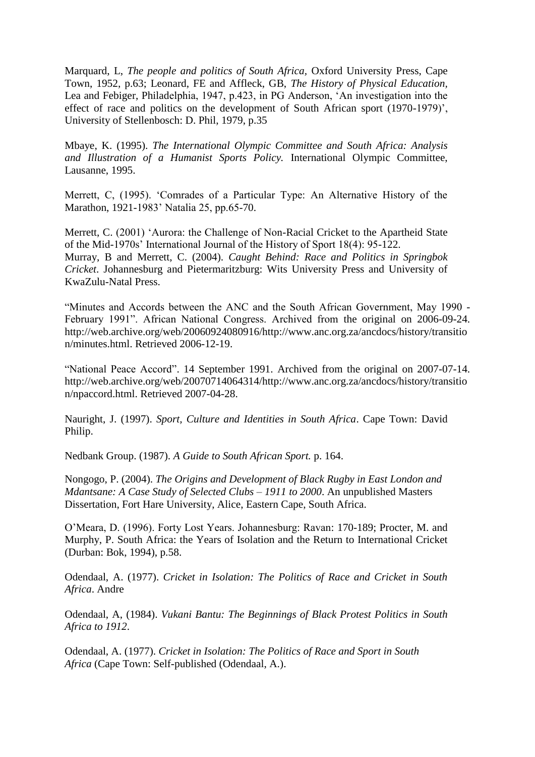Marquard, L, *The people and politics of South Africa*, Oxford University Press, Cape Town, 1952, p.63; Leonard, FE and Affleck, GB, *The History of Physical Education*, Lea and Febiger, Philadelphia, 1947, p.423, in PG Anderson, 'An investigation into the effect of race and politics on the development of South African sport (1970-1979)', University of Stellenbosch: D. Phil, 1979, p.35

Mbaye, K. (1995). *The International Olympic Committee and South Africa: Analysis and Illustration of a Humanist Sports Policy.* International Olympic Committee, Lausanne, 1995.

Merrett, C, (1995). 'Comrades of a Particular Type: An Alternative History of the Marathon, 1921-1983' Natalia 25, pp.65-70.

Merrett, C. (2001) 'Aurora: the Challenge of Non-Racial Cricket to the Apartheid State of the Mid-1970s' International Journal of the History of Sport 18(4): 95-122.
Murray, B and Merrett, C. (2004). *Caught Behind: Race and Politics in Springbok Cricket*. Johannesburg and Pietermaritzburg: Wits University Press and University of KwaZulu-Natal Press.

"Minutes and Accords between the ANC and the South African Government, May 1990 - February 1991". African National Congress. Archived from the original on 2006-09-24. http://web.archive.org/web/20060924080916/http://www.anc.org.za/ancdocs/history/transition/minutes.html. Retrieved 2006-12-19.

"National Peace Accord". 14 September 1991. Archived from the original on 2007-07-14. http://web.archive.org/web/20070714064314/http://www.anc.org.za/ancdocs/history/transition/npaccord.html. Retrieved 2007-04-28.

Nauright, J. (1997). *Sport, Culture and Identities in South Africa*. Cape Town: David Philip.

Nedbank Group. (1987). *A Guide to South African Sport.* p. 164.

Nongogo, P. (2004). *The Origins and Development of Black Rugby in East London and Mdantsane: A Case Study of Selected Clubs – 1911 to 2000*. An unpublished Masters Dissertation, Fort Hare University, Alice, Eastern Cape, South Africa.

O'Meara, D. (1996). Forty Lost Years. Johannesburg: Ravan: 170-189; Procter, M. and Murphy, P. South Africa: the Years of Isolation and the Return to International Cricket (Durban: Bok, 1994), p.58.

Odendaal, A. (1977). *Cricket in Isolation: The Politics of Race and Cricket in South Africa*. Andre

Odendaal, A, (1984). *Vukani Bantu: The Beginnings of Black Protest Politics in South Africa to 1912*.

Odendaal, A. (1977). *Cricket in Isolation: The Politics of Race and Sport in South Africa* (Cape Town: Self-published (Odendaal, A.).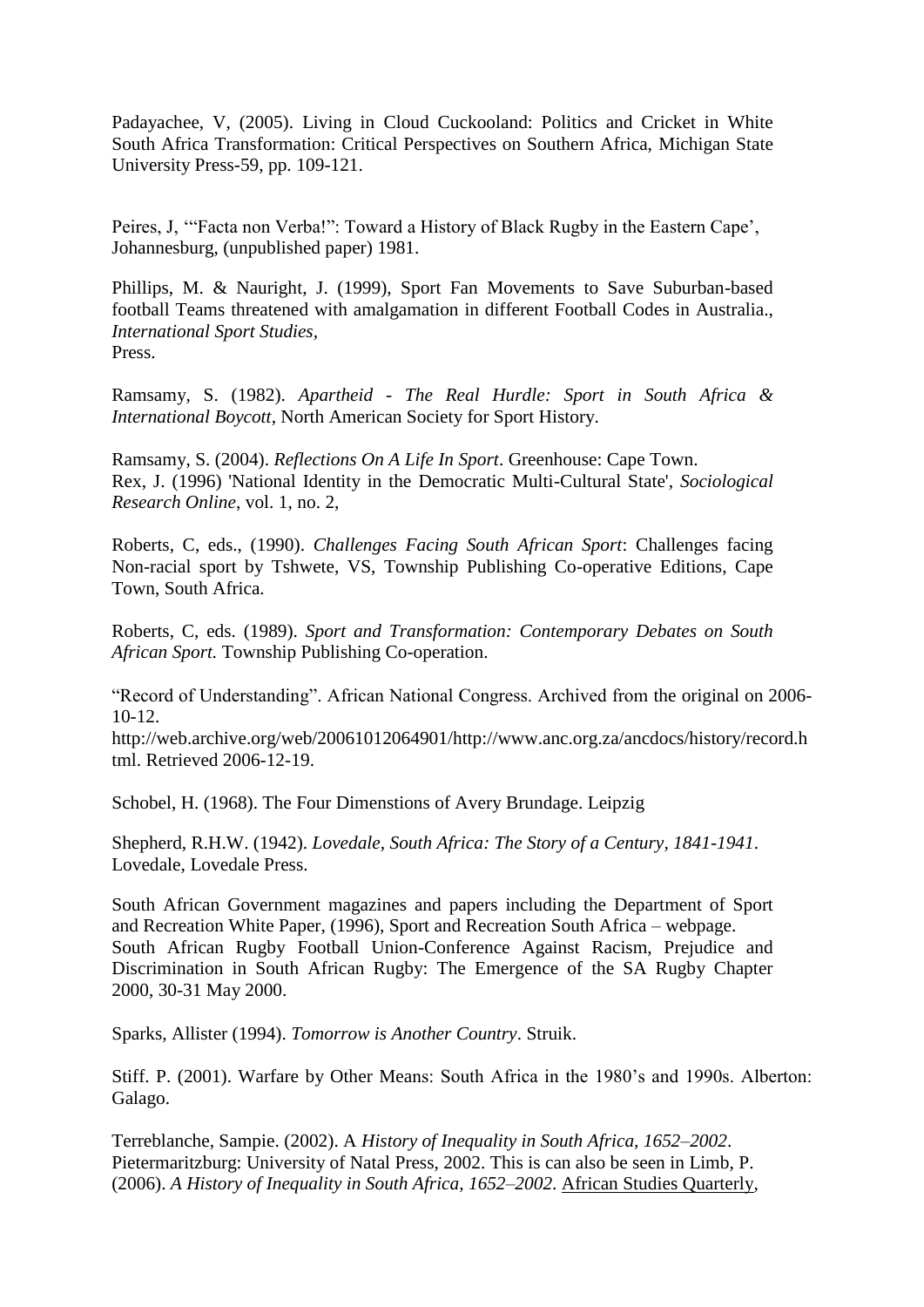Padayachee, V, (2005). Living in Cloud Cuckooland: Politics and Cricket in White South Africa Transformation: Critical Perspectives on Southern Africa, Michigan State University Press-59, pp. 109-121.

Peires, J, '"Facta non Verba!": Toward a History of Black Rugby in the Eastern Cape', Johannesburg, (unpublished paper) 1981.

Phillips, M. & Nauright, J. (1999), Sport Fan Movements to Save Suburban-based football Teams threatened with amalgamation in different Football Codes in Australia., *International Sport Studies,*
Press.

Ramsamy, S. (1982). *Apartheid - The Real Hurdle: Sport in South Africa & International Boycott*, North American Society for Sport History.

Ramsamy, S. (2004). *Reflections On A Life In Sport*. Greenhouse: Cape Town.
Rex, J. (1996) 'National Identity in the Democratic Multi-Cultural State', *Sociological Research Online*, vol. 1, no. 2,

Roberts, C, eds., (1990). *Challenges Facing South African Sport*: Challenges facing Non-racial sport by Tshwete, VS, Township Publishing Co-operative Editions, Cape Town, South Africa.

Roberts, C, eds. (1989). *Sport and Transformation: Contemporary Debates on South African Sport.* Township Publishing Co-operation.

"Record of Understanding". African National Congress. Archived from the original on 2006-10-12.
http://web.archive.org/web/20061012064901/http://www.anc.org.za/ancdocs/history/record.html. Retrieved 2006-12-19.

Schobel, H. (1968). The Four Dimenstions of Avery Brundage. Leipzig

Shepherd, R.H.W. (1942). *Lovedale, South Africa: The Story of a Century, 1841-1941*. Lovedale, Lovedale Press.

South African Government magazines and papers including the Department of Sport and Recreation White Paper, (1996), Sport and Recreation South Africa – webpage.
South African Rugby Football Union-Conference Against Racism, Prejudice and Discrimination in South African Rugby: The Emergence of the SA Rugby Chapter 2000, 30-31 May 2000.

Sparks, Allister (1994). *Tomorrow is Another Country*. Struik.

Stiff. P. (2001). Warfare by Other Means: South Africa in the 1980's and 1990s. Alberton: Galago.

Terreblanche, Sampie. (2002). A *History of Inequality in South Africa, 1652–2002*. Pietermaritzburg: University of Natal Press, 2002. This is can also be seen in Limb, P. (2006). *A History of Inequality in South Africa, 1652–2002*. African Studies Quarterly,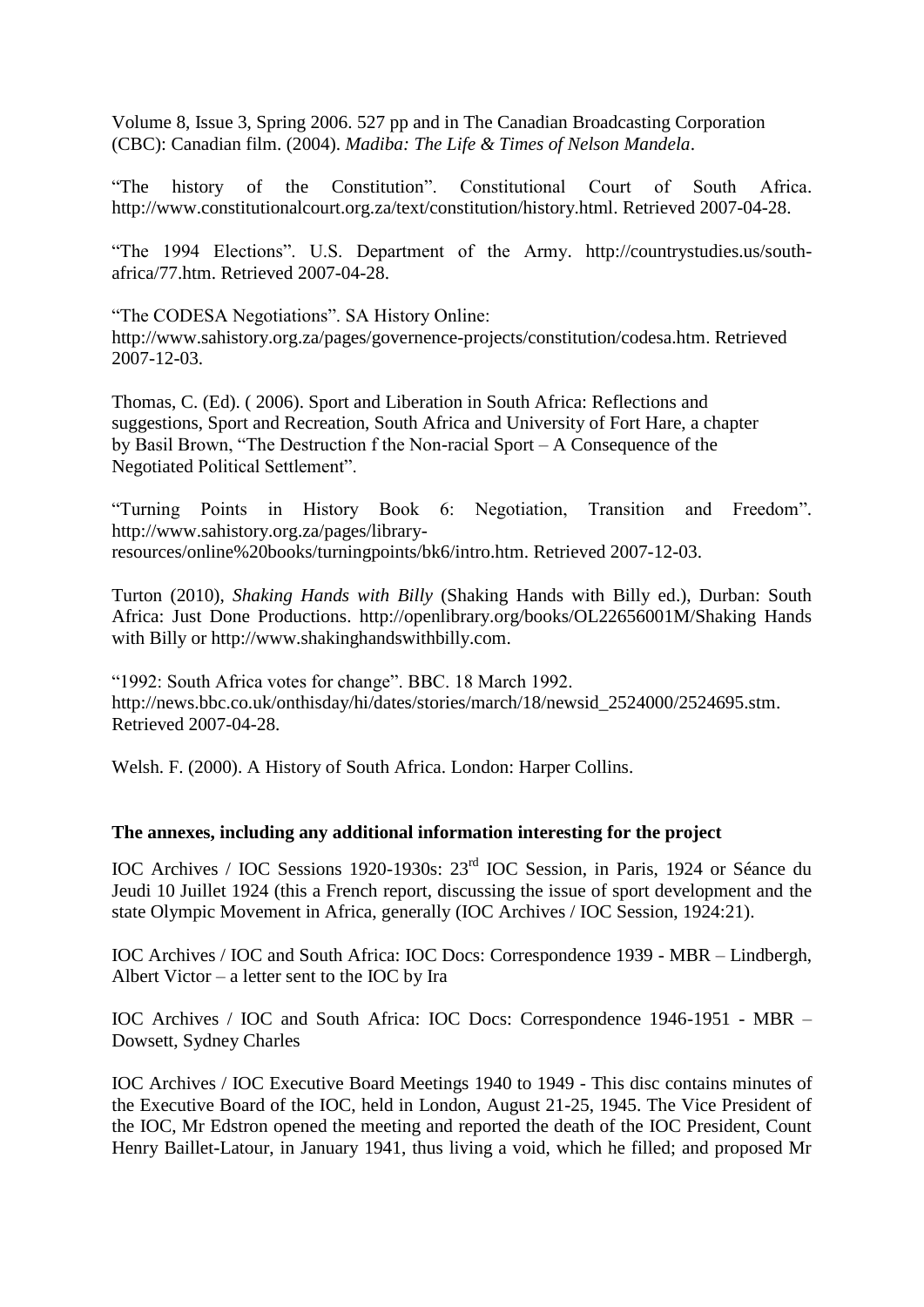Volume 8, Issue 3, Spring 2006. 527 pp and in The Canadian Broadcasting Corporation (CBC): Canadian film. (2004). *Madiba: The Life & Times of Nelson Mandela*.

"The history of the Constitution". Constitutional Court of South Africa. http://www.constitutionalcourt.org.za/text/constitution/history.html. Retrieved 2007-04-28.

"The 1994 Elections". U.S. Department of the Army. http://countrystudies.us/south-africa/77.htm. Retrieved 2007-04-28.

"The CODESA Negotiations". SA History Online: http://www.sahistory.org.za/pages/governence-projects/constitution/codesa.htm. Retrieved 2007-12-03.

Thomas, C. (Ed). ( 2006). Sport and Liberation in South Africa: Reflections and suggestions, Sport and Recreation, South Africa and University of Fort Hare, a chapter by Basil Brown, "The Destruction f the Non-racial Sport – A Consequence of the Negotiated Political Settlement".

"Turning Points in History Book 6: Negotiation, Transition and Freedom". http://www.sahistory.org.za/pages/library-resources/online%20books/turningpoints/bk6/intro.htm. Retrieved 2007-12-03.

Turton (2010), *Shaking Hands with Billy* (Shaking Hands with Billy ed.), Durban: South Africa: Just Done Productions. http://openlibrary.org/books/OL22656001M/Shaking Hands with Billy or http://www.shakinghandswithbilly.com.

"1992: South Africa votes for change". BBC. 18 March 1992. http://news.bbc.co.uk/onthisday/hi/dates/stories/march/18/newsid_2524000/2524695.stm. Retrieved 2007-04-28.

Welsh. F. (2000). A History of South Africa. London: Harper Collins.

**The annexes, including any additional information interesting for the project**

IOC Archives / IOC Sessions 1920-1930s: 23rd IOC Session, in Paris, 1924 or Séance du Jeudi 10 Juillet 1924 (this a French report, discussing the issue of sport development and the state Olympic Movement in Africa, generally (IOC Archives / IOC Session, 1924:21).

IOC Archives / IOC and South Africa: IOC Docs: Correspondence 1939 - MBR – Lindbergh, Albert Victor – a letter sent to the IOC by Ira

IOC Archives / IOC and South Africa: IOC Docs: Correspondence 1946-1951 - MBR – Dowsett, Sydney Charles

IOC Archives / IOC Executive Board Meetings 1940 to 1949 - This disc contains minutes of the Executive Board of the IOC, held in London, August 21-25, 1945. The Vice President of the IOC, Mr Edstron opened the meeting and reported the death of the IOC President, Count Henry Baillet-Latour, in January 1941, thus living a void, which he filled; and proposed Mr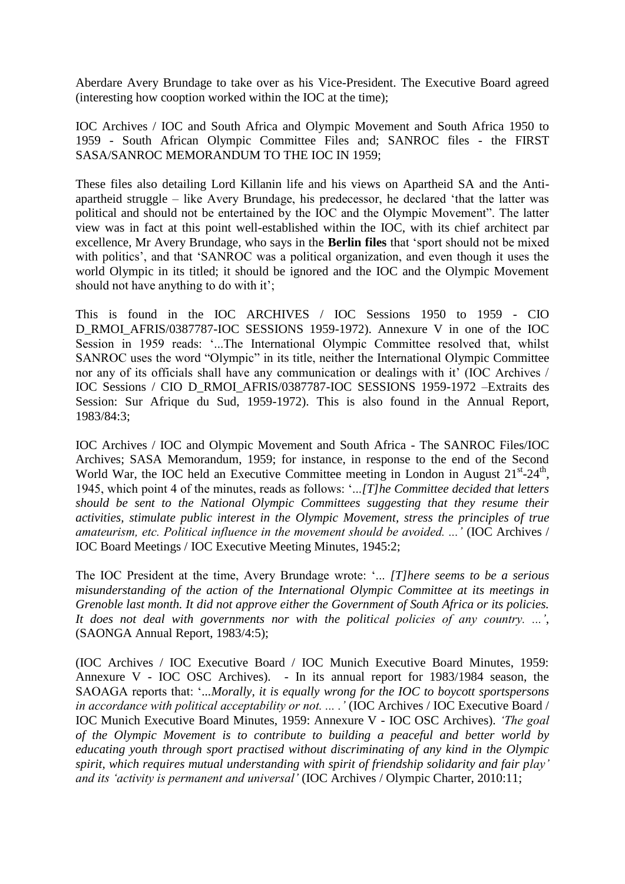Aberdare Avery Brundage to take over as his Vice-President. The Executive Board agreed (interesting how cooption worked within the IOC at the time);

IOC Archives / IOC and South Africa and Olympic Movement and South Africa 1950 to 1959 - South African Olympic Committee Files and; SANROC files - the FIRST SASA/SANROC MEMORANDUM TO THE IOC IN 1959;

These files also detailing Lord Killanin life and his views on Apartheid SA and the Anti-apartheid struggle – like Avery Brundage, his predecessor, he declared 'that the latter was political and should not be entertained by the IOC and the Olympic Movement". The latter view was in fact at this point well-established within the IOC, with its chief architect par excellence, Mr Avery Brundage, who says in the **Berlin files** that 'sport should not be mixed with politics', and that 'SANROC was a political organization, and even though it uses the world Olympic in its titled; it should be ignored and the IOC and the Olympic Movement should not have anything to do with it';

This is found in the IOC ARCHIVES / IOC Sessions 1950 to 1959 - CIO D_RMOI_AFRIS/0387787-IOC SESSIONS 1959-1972). Annexure V in one of the IOC Session in 1959 reads: '...The International Olympic Committee resolved that, whilst SANROC uses the word "Olympic" in its title, neither the International Olympic Committee nor any of its officials shall have any communication or dealings with it' (IOC Archives / IOC Sessions / CIO D_RMOI_AFRIS/0387787-IOC SESSIONS 1959-1972 –Extraits des Session: Sur Afrique du Sud, 1959-1972). This is also found in the Annual Report, 1983/84:3;

IOC Archives / IOC and Olympic Movement and South Africa - The SANROC Files/IOC Archives; SASA Memorandum, 1959; for instance, in response to the end of the Second World War, the IOC held an Executive Committee meeting in London in August 21st-24th, 1945, which point 4 of the minutes, reads as follows: '*...[T]he Committee decided that letters should be sent to the National Olympic Committees suggesting that they resume their activities, stimulate public interest in the Olympic Movement, stress the principles of true amateurism, etc. Political influence in the movement should be avoided. ...*' (IOC Archives / IOC Board Meetings / IOC Executive Meeting Minutes, 1945:2;

The IOC President at the time, Avery Brundage wrote: '*... [T]here seems to be a serious misunderstanding of the action of the International Olympic Committee at its meetings in Grenoble last month. It did not approve either the Government of South Africa or its policies. It does not deal with governments nor with the political policies of any country. ...*', (SAONGA Annual Report, 1983/4:5);

(IOC Archives / IOC Executive Board / IOC Munich Executive Board Minutes, 1959: Annexure V - IOC OSC Archives). - In its annual report for 1983/1984 season, the SAOAGA reports that: '*...Morally, it is equally wrong for the IOC to boycott sportspersons in accordance with political acceptability or not. ... .*' (IOC Archives / IOC Executive Board / IOC Munich Executive Board Minutes, 1959: Annexure V - IOC OSC Archives). *'The goal of the Olympic Movement is to contribute to building a peaceful and better world by educating youth through sport practised without discriminating of any kind in the Olympic spirit, which requires mutual understanding with spirit of friendship solidarity and fair play'* and its *'activity is permanent and universal'* (IOC Archives / Olympic Charter, 2010:11;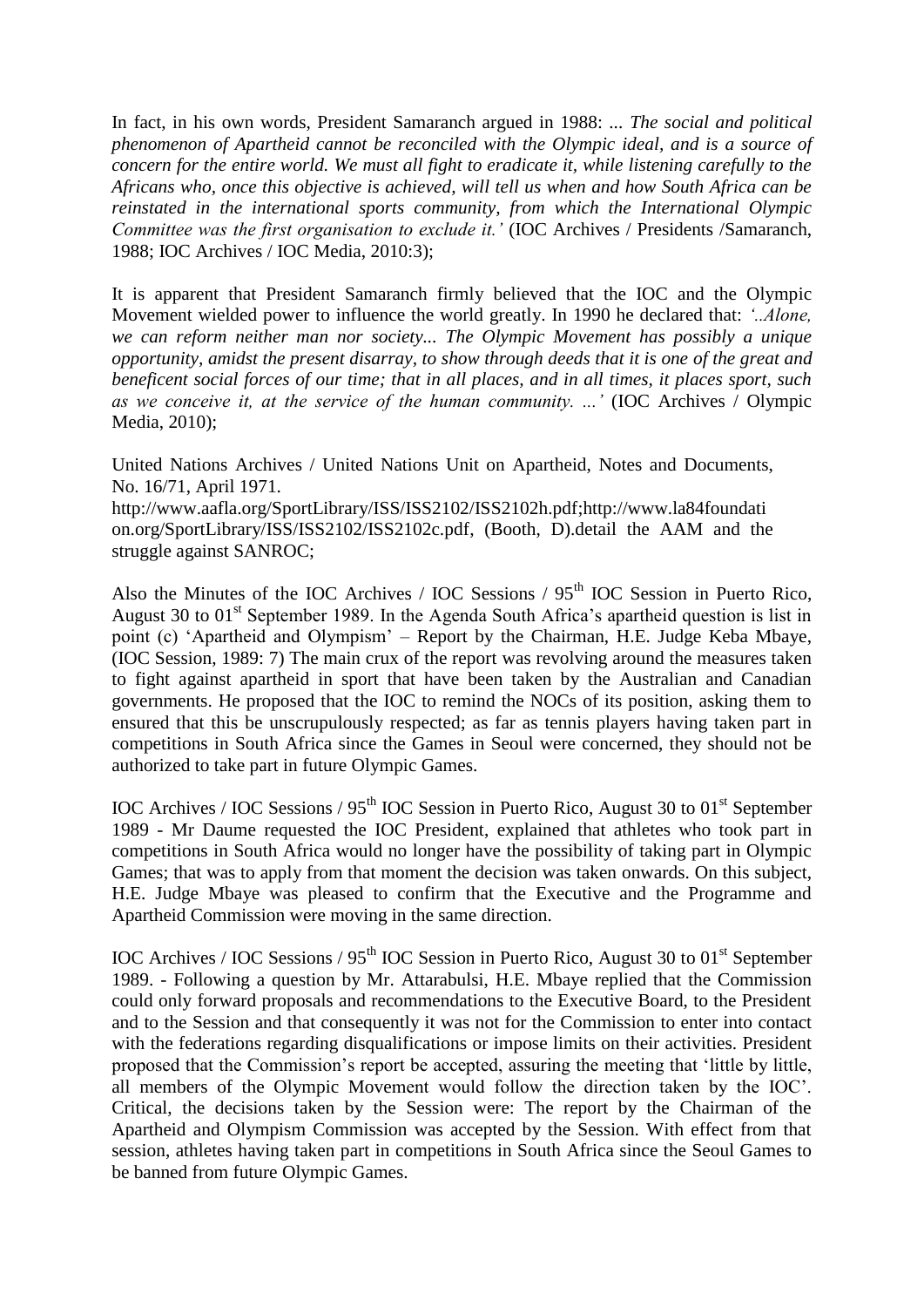In fact, in his own words, President Samaranch argued in 1988: ... *The social and political phenomenon of Apartheid cannot be reconciled with the Olympic ideal, and is a source of concern for the entire world. We must all fight to eradicate it, while listening carefully to the Africans who, once this objective is achieved, will tell us when and how South Africa can be reinstated in the international sports community, from which the International Olympic Committee was the first organisation to exclude it.'* (IOC Archives / Presidents /Samaranch, 1988; IOC Archives / IOC Media, 2010:3);

It is apparent that President Samaranch firmly believed that the IOC and the Olympic Movement wielded power to influence the world greatly. In 1990 he declared that: *'..Alone, we can reform neither man nor society... The Olympic Movement has possibly a unique opportunity, amidst the present disarray, to show through deeds that it is one of the great and beneficent social forces of our time; that in all places, and in all times, it places sport, such as we conceive it, at the service of the human community. ...'* (IOC Archives / Olympic Media, 2010);

United Nations Archives / United Nations Unit on Apartheid, Notes and Documents, No. 16/71, April 1971.
http://www.aafla.org/SportLibrary/ISS/ISS2102/ISS2102h.pdf;http://www.la84foundation.org/SportLibrary/ISS/ISS2102/ISS2102c.pdf, (Booth, D).detail the AAM and the struggle against SANROC;

Also the Minutes of the IOC Archives / IOC Sessions / 95th IOC Session in Puerto Rico, August 30 to 01st September 1989. In the Agenda South Africa's apartheid question is list in point (c) 'Apartheid and Olympism' – Report by the Chairman, H.E. Judge Keba Mbaye, (IOC Session, 1989: 7) The main crux of the report was revolving around the measures taken to fight against apartheid in sport that have been taken by the Australian and Canadian governments. He proposed that the IOC to remind the NOCs of its position, asking them to ensured that this be unscrupulously respected; as far as tennis players having taken part in competitions in South Africa since the Games in Seoul were concerned, they should not be authorized to take part in future Olympic Games.

IOC Archives / IOC Sessions / 95th IOC Session in Puerto Rico, August 30 to 01st September 1989 - Mr Daume requested the IOC President, explained that athletes who took part in competitions in South Africa would no longer have the possibility of taking part in Olympic Games; that was to apply from that moment the decision was taken onwards. On this subject, H.E. Judge Mbaye was pleased to confirm that the Executive and the Programme and Apartheid Commission were moving in the same direction.

IOC Archives / IOC Sessions / 95th IOC Session in Puerto Rico, August 30 to 01st September 1989. - Following a question by Mr. Attarabulsi, H.E. Mbaye replied that the Commission could only forward proposals and recommendations to the Executive Board, to the President and to the Session and that consequently it was not for the Commission to enter into contact with the federations regarding disqualifications or impose limits on their activities. President proposed that the Commission's report be accepted, assuring the meeting that 'little by little, all members of the Olympic Movement would follow the direction taken by the IOC'. Critical, the decisions taken by the Session were: The report by the Chairman of the Apartheid and Olympism Commission was accepted by the Session. With effect from that session, athletes having taken part in competitions in South Africa since the Seoul Games to be banned from future Olympic Games.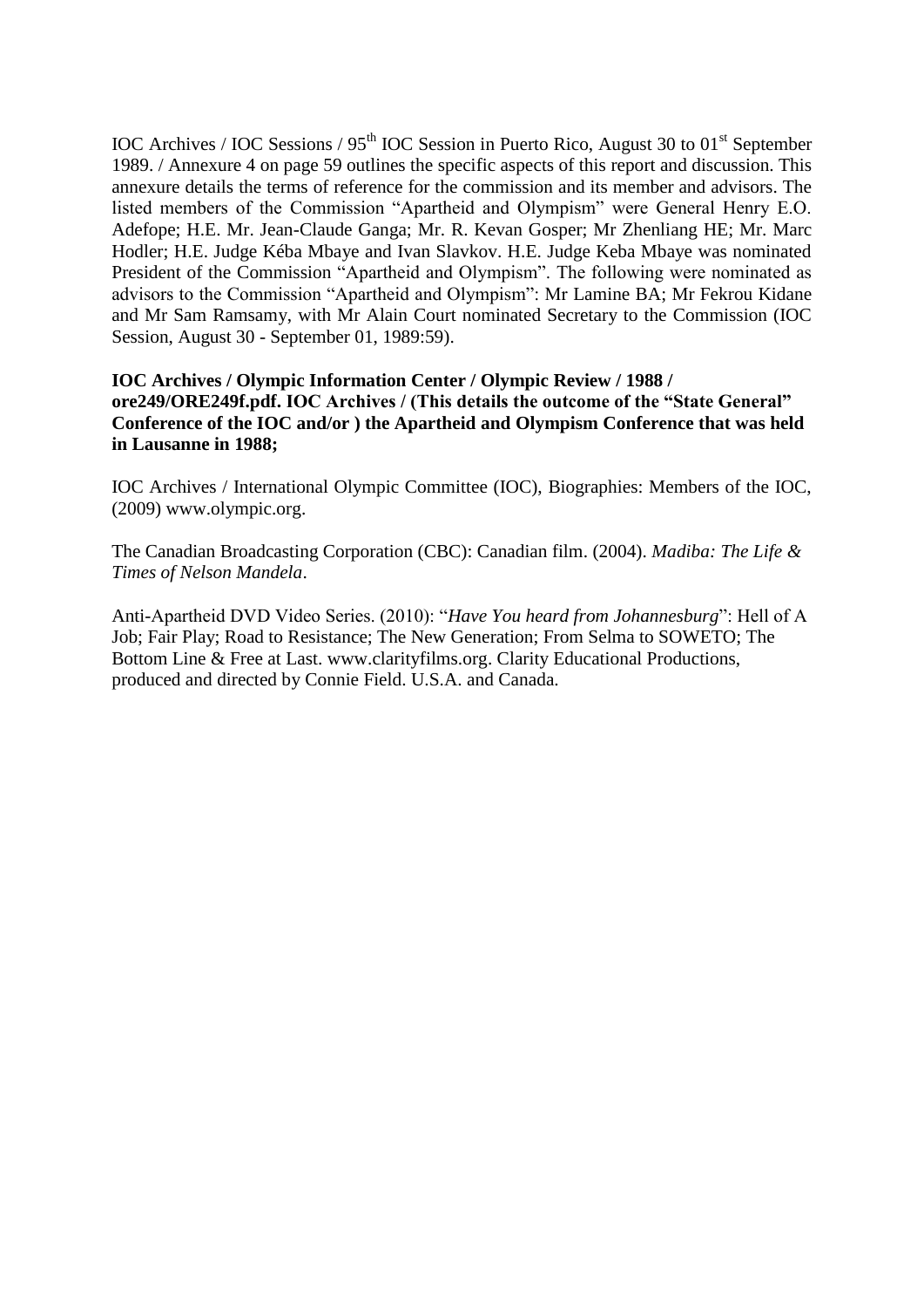IOC Archives / IOC Sessions / 95th IOC Session in Puerto Rico, August 30 to 01st September 1989. / Annexure 4 on page 59 outlines the specific aspects of this report and discussion. This annexure details the terms of reference for the commission and its member and advisors. The listed members of the Commission "Apartheid and Olympism" were General Henry E.O. Adefope; H.E. Mr. Jean-Claude Ganga; Mr. R. Kevan Gosper; Mr Zhenliang HE; Mr. Marc Hodler; H.E. Judge Kéba Mbaye and Ivan Slavkov. H.E. Judge Keba Mbaye was nominated President of the Commission "Apartheid and Olympism". The following were nominated as advisors to the Commission "Apartheid and Olympism": Mr Lamine BA; Mr Fekrou Kidane and Mr Sam Ramsamy, with Mr Alain Court nominated Secretary to the Commission (IOC Session, August 30 - September 01, 1989:59).

**IOC Archives / Olympic Information Center / Olympic Review / 1988 / ore249/ORE249f.pdf. IOC Archives / (This details the outcome of the "State General" Conference of the IOC and/or ) the Apartheid and Olympism Conference that was held in Lausanne in 1988;**

IOC Archives / International Olympic Committee (IOC), Biographies: Members of the IOC, (2009) www.olympic.org.

The Canadian Broadcasting Corporation (CBC): Canadian film. (2004). *Madiba: The Life & Times of Nelson Mandela*.

Anti-Apartheid DVD Video Series. (2010): "*Have You heard from Johannesburg*": Hell of A Job; Fair Play; Road to Resistance; The New Generation; From Selma to SOWETO; The Bottom Line & Free at Last. www.clarityfilms.org. Clarity Educational Productions, produced and directed by Connie Field. U.S.A. and Canada.